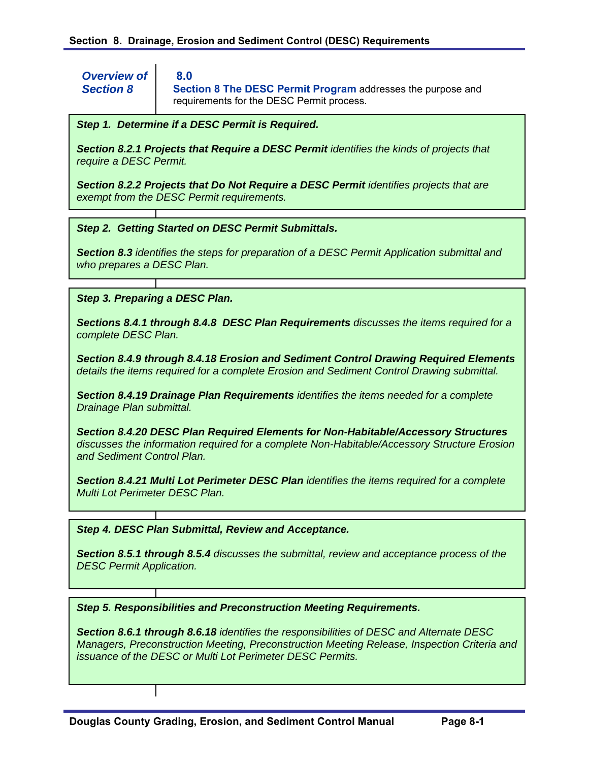**Overview of Section 8**

**8.0**
**Section 8 The DESC Permit Program** addresses the purpose and requirements for the DESC Permit process.

***Step 1. Determine if a DESC Permit is Required.***

***Section 8.2.1 Projects that Require a DESC Permit*** *identifies the kinds of projects that require a DESC Permit.*

***Section 8.2.2 Projects that Do Not Require a DESC Permit*** *identifies projects that are exempt from the DESC Permit requirements.*

***Step 2. Getting Started on DESC Permit Submittals.***

***Section 8.3*** *identifies the steps for preparation of a DESC Permit Application submittal and who prepares a DESC Plan.*

***Step 3. Preparing a DESC Plan.***

***Sections 8.4.1 through 8.4.8 DESC Plan Requirements*** *discusses the items required for a complete DESC Plan.*

***Section 8.4.9 through 8.4.18 Erosion and Sediment Control Drawing Required Elements*** *details the items required for a complete Erosion and Sediment Control Drawing submittal.*

***Section 8.4.19 Drainage Plan Requirements*** *identifies the items needed for a complete Drainage Plan submittal.*

***Section 8.4.20 DESC Plan Required Elements for Non-Habitable/Accessory Structures*** *discusses the information required for a complete Non-Habitable/Accessory Structure Erosion and Sediment Control Plan.*

***Section 8.4.21 Multi Lot Perimeter DESC Plan*** *identifies the items required for a complete Multi Lot Perimeter DESC Plan.*

***Step 4. DESC Plan Submittal, Review and Acceptance.***

***Section 8.5.1 through 8.5.4*** *discusses the submittal, review and acceptance process of the DESC Permit Application.*

***Step 5. Responsibilities and Preconstruction Meeting Requirements.***

***Section 8.6.1 through 8.6.18*** *identifies the responsibilities of DESC and Alternate DESC Managers, Preconstruction Meeting, Preconstruction Meeting Release, Inspection Criteria and issuance of the DESC or Multi Lot Perimeter DESC Permits.*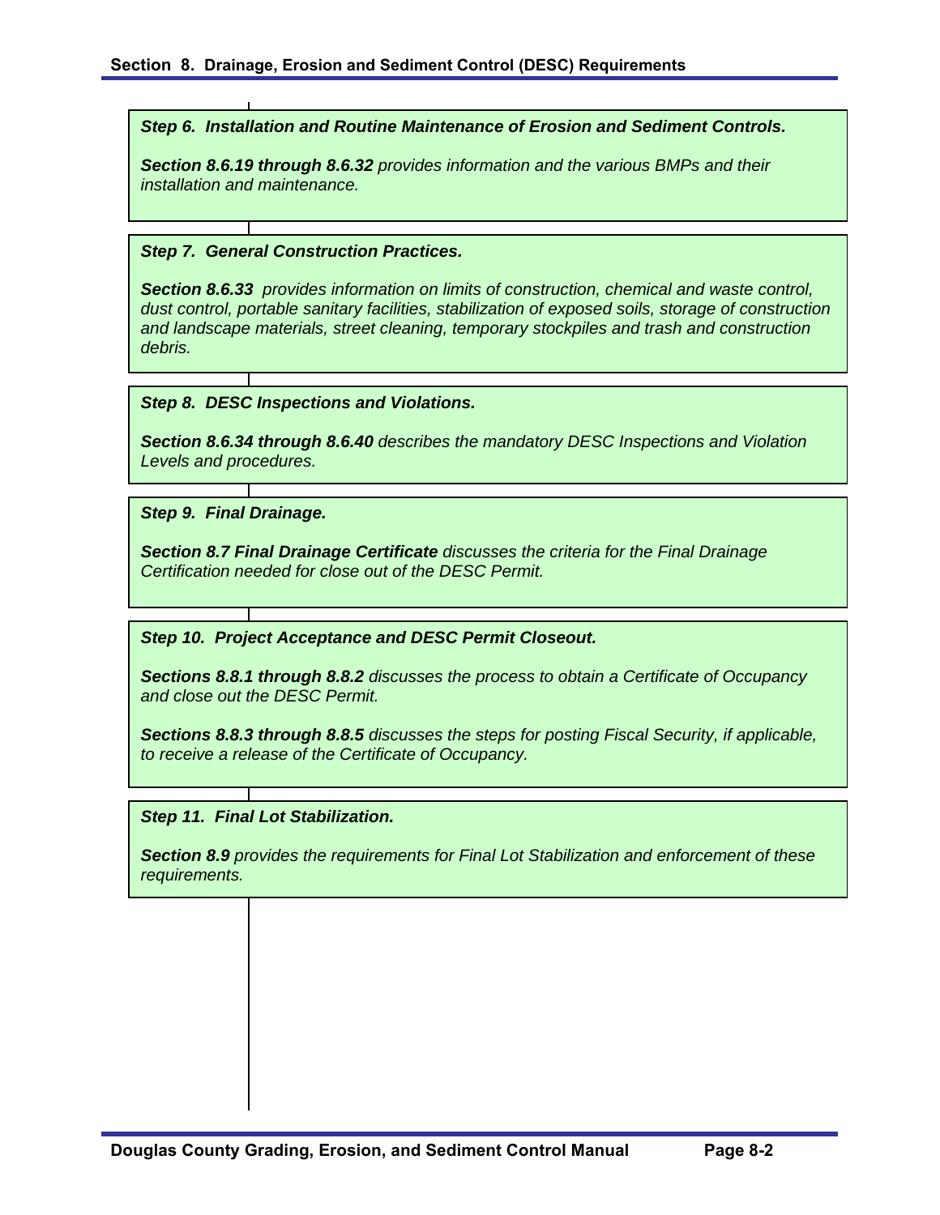***Step 6. Installation and Routine Maintenance of Erosion and Sediment Controls.***

***Section 8.6.19 through 8.6.32*** *provides information and the various BMPs and their installation and maintenance.*

***Step 7. General Construction Practices.***

***Section 8.6.33*** *provides information on limits of construction, chemical and waste control, dust control, portable sanitary facilities, stabilization of exposed soils, storage of construction and landscape materials, street cleaning, temporary stockpiles and trash and construction debris.*

***Step 8. DESC Inspections and Violations.***

***Section 8.6.34 through 8.6.40*** *describes the mandatory DESC Inspections and Violation Levels and procedures.*

***Step 9. Final Drainage.***

***Section 8.7 Final Drainage Certificate*** *discusses the criteria for the Final Drainage Certification needed for close out of the DESC Permit.*

***Step 10. Project Acceptance and DESC Permit Closeout.***

***Sections 8.8.1 through 8.8.2*** *discusses the process to obtain a Certificate of Occupancy and close out the DESC Permit.*

***Sections 8.8.3 through 8.8.5*** *discusses the steps for posting Fiscal Security, if applicable, to receive a release of the Certificate of Occupancy.*

***Step 11. Final Lot Stabilization.***

***Section 8.9*** *provides the requirements for Final Lot Stabilization and enforcement of these requirements.*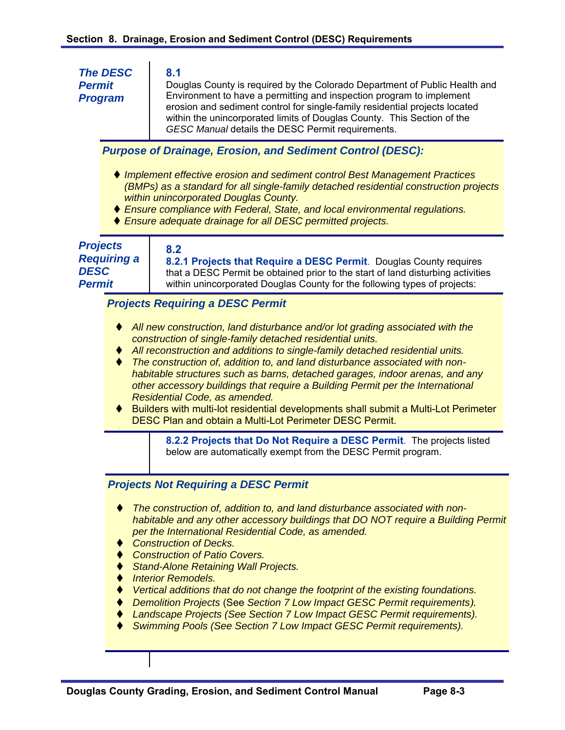## 8.1 The DESC Permit Program

Douglas County is required by the Colorado Department of Public Health and Environment to have a permitting and inspection program to implement erosion and sediment control for single-family residential projects located within the unincorporated limits of Douglas County. This Section of the *GESC Manual* details the DESC Permit requirements.

***Purpose of Drainage, Erosion, and Sediment Control (DESC):***

- *Implement effective erosion and sediment control Best Management Practices (BMPs) as a standard for all single-family detached residential construction projects within unincorporated Douglas County.*
- *Ensure compliance with Federal, State, and local environmental regulations.*
- *Ensure adequate drainage for all DESC permitted projects.*

## 8.2 Projects Requiring a DESC Permit

**8.2.1 Projects that Require a DESC Permit**. Douglas County requires that a DESC Permit be obtained prior to the start of land disturbing activities within unincorporated Douglas County for the following types of projects:

***Projects Requiring a DESC Permit***

- *All new construction, land disturbance and/or lot grading associated with the construction of single-family detached residential units.*
- *All reconstruction and additions to single-family detached residential units.*
- *The construction of, addition to, and land disturbance associated with non-habitable structures such as barns, detached garages, indoor arenas, and any other accessory buildings that require a Building Permit per the International Residential Code, as amended.*
- Builders with multi-lot residential developments shall submit a Multi-Lot Perimeter DESC Plan and obtain a Multi-Lot Perimeter DESC Permit.

**8.2.2 Projects that Do Not Require a DESC Permit**. The projects listed below are automatically exempt from the DESC Permit program.

***Projects Not Requiring a DESC Permit***

- *The construction of, addition to, and land disturbance associated with non-habitable and any other accessory buildings that DO NOT require a Building Permit per the International Residential Code, as amended.*
- *Construction of Decks.*
- *Construction of Patio Covers.*
- *Stand-Alone Retaining Wall Projects.*
- *Interior Remodels.*
- *Vertical additions that do not change the footprint of the existing foundations.*
- *Demolition Projects* (See *Section 7 Low Impact GESC Permit requirements).*
- *Landscape Projects (See Section 7 Low Impact GESC Permit requirements).*
- *Swimming Pools (See Section 7 Low Impact GESC Permit requirements).*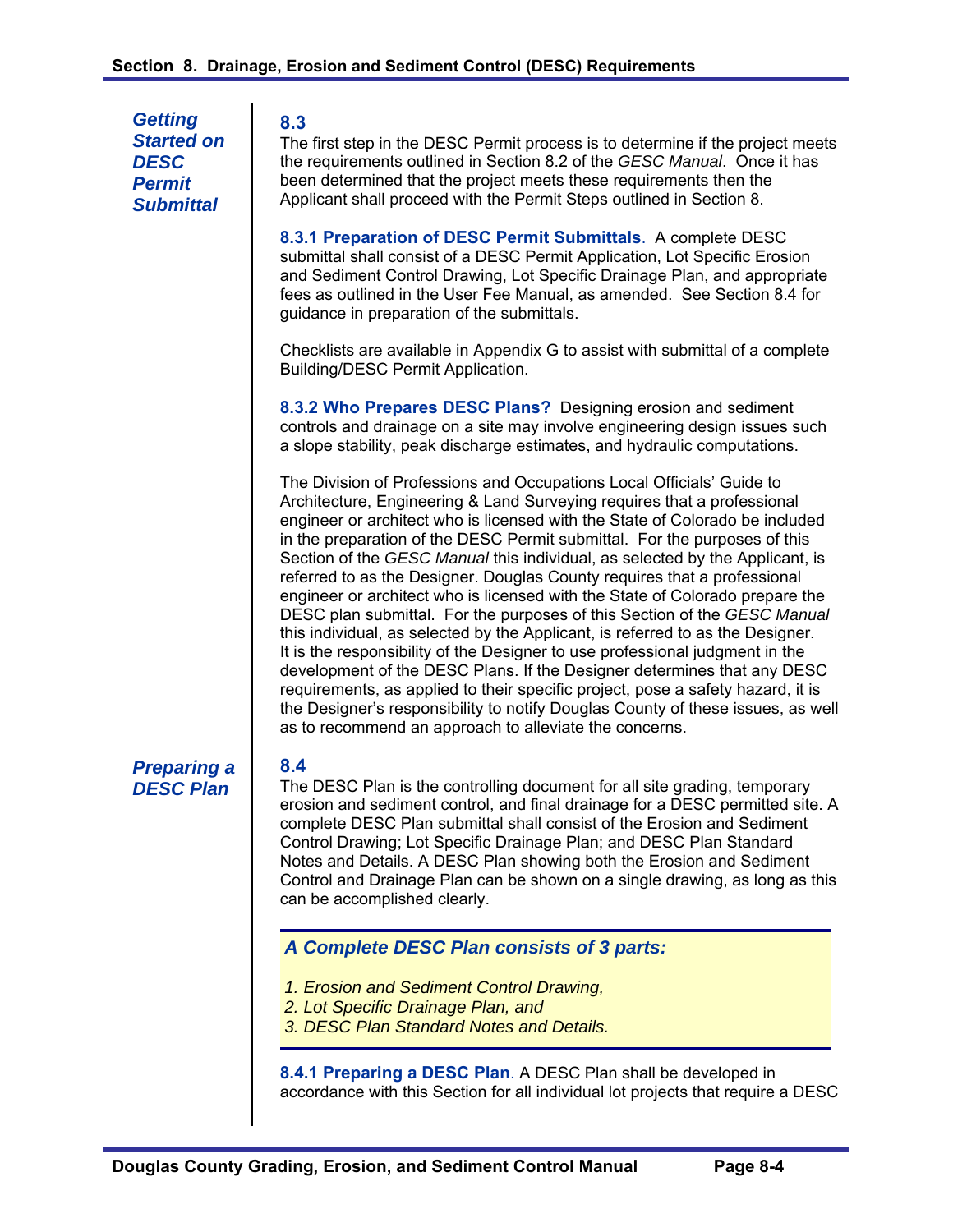## 8.3 Getting Started on DESC Permit Submittal

The first step in the DESC Permit process is to determine if the project meets the requirements outlined in Section 8.2 of the *GESC Manual*. Once it has been determined that the project meets these requirements then the Applicant shall proceed with the Permit Steps outlined in Section 8.

**8.3.1 Preparation of DESC Permit Submittals**. A complete DESC submittal shall consist of a DESC Permit Application, Lot Specific Erosion and Sediment Control Drawing, Lot Specific Drainage Plan, and appropriate fees as outlined in the User Fee Manual, as amended. See Section 8.4 for guidance in preparation of the submittals.

Checklists are available in Appendix G to assist with submittal of a complete Building/DESC Permit Application.

**8.3.2 Who Prepares DESC Plans?** Designing erosion and sediment controls and drainage on a site may involve engineering design issues such a slope stability, peak discharge estimates, and hydraulic computations.

The Division of Professions and Occupations Local Officials' Guide to Architecture, Engineering & Land Surveying requires that a professional engineer or architect who is licensed with the State of Colorado be included in the preparation of the DESC Permit submittal. For the purposes of this Section of the *GESC Manual* this individual, as selected by the Applicant, is referred to as the Designer. Douglas County requires that a professional engineer or architect who is licensed with the State of Colorado prepare the DESC plan submittal. For the purposes of this Section of the *GESC Manual* this individual, as selected by the Applicant, is referred to as the Designer. It is the responsibility of the Designer to use professional judgment in the development of the DESC Plans. If the Designer determines that any DESC requirements, as applied to their specific project, pose a safety hazard, it is the Designer's responsibility to notify Douglas County of these issues, as well as to recommend an approach to alleviate the concerns.

## 8.4 Preparing a DESC Plan

The DESC Plan is the controlling document for all site grading, temporary erosion and sediment control, and final drainage for a DESC permitted site. A complete DESC Plan submittal shall consist of the Erosion and Sediment Control Drawing; Lot Specific Drainage Plan; and DESC Plan Standard Notes and Details. A DESC Plan showing both the Erosion and Sediment Control and Drainage Plan can be shown on a single drawing, as long as this can be accomplished clearly.

> ***A Complete DESC Plan consists of 3 parts:***
>
> *1. Erosion and Sediment Control Drawing,*
> *2. Lot Specific Drainage Plan, and*
> *3. DESC Plan Standard Notes and Details.*

**8.4.1 Preparing a DESC Plan**. A DESC Plan shall be developed in accordance with this Section for all individual lot projects that require a DESC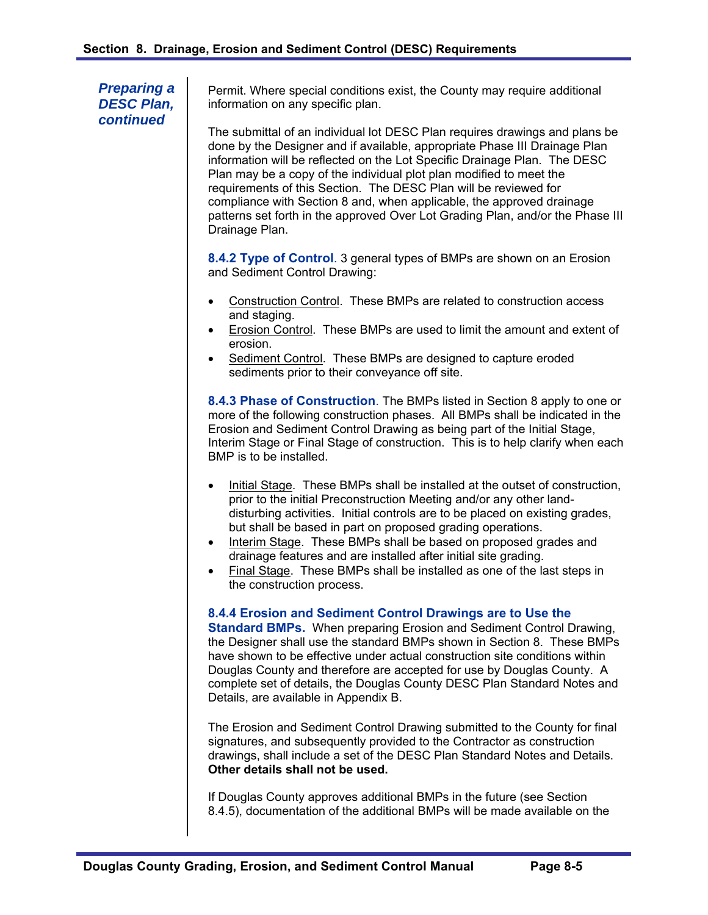*Preparing a DESC Plan, continued*

Permit. Where special conditions exist, the County may require additional information on any specific plan.

The submittal of an individual lot DESC Plan requires drawings and plans be done by the Designer and if available, appropriate Phase III Drainage Plan information will be reflected on the Lot Specific Drainage Plan. The DESC Plan may be a copy of the individual plot plan modified to meet the requirements of this Section. The DESC Plan will be reviewed for compliance with Section 8 and, when applicable, the approved drainage patterns set forth in the approved Over Lot Grading Plan, and/or the Phase III Drainage Plan.

**8.4.2 Type of Control**. 3 general types of BMPs are shown on an Erosion and Sediment Control Drawing:

- Construction Control. These BMPs are related to construction access and staging.
- Erosion Control. These BMPs are used to limit the amount and extent of erosion.
- Sediment Control. These BMPs are designed to capture eroded sediments prior to their conveyance off site.

**8.4.3 Phase of Construction**. The BMPs listed in Section 8 apply to one or more of the following construction phases. All BMPs shall be indicated in the Erosion and Sediment Control Drawing as being part of the Initial Stage, Interim Stage or Final Stage of construction. This is to help clarify when each BMP is to be installed.

- Initial Stage. These BMPs shall be installed at the outset of construction, prior to the initial Preconstruction Meeting and/or any other land-disturbing activities. Initial controls are to be placed on existing grades, but shall be based in part on proposed grading operations.
- Interim Stage. These BMPs shall be based on proposed grades and drainage features and are installed after initial site grading.
- Final Stage. These BMPs shall be installed as one of the last steps in the construction process.

**8.4.4 Erosion and Sediment Control Drawings are to Use the Standard BMPs.** When preparing Erosion and Sediment Control Drawing, the Designer shall use the standard BMPs shown in Section 8. These BMPs have shown to be effective under actual construction site conditions within Douglas County and therefore are accepted for use by Douglas County. A complete set of details, the Douglas County DESC Plan Standard Notes and Details, are available in Appendix B.

The Erosion and Sediment Control Drawing submitted to the County for final signatures, and subsequently provided to the Contractor as construction drawings, shall include a set of the DESC Plan Standard Notes and Details. **Other details shall not be used.**

If Douglas County approves additional BMPs in the future (see Section 8.4.5), documentation of the additional BMPs will be made available on the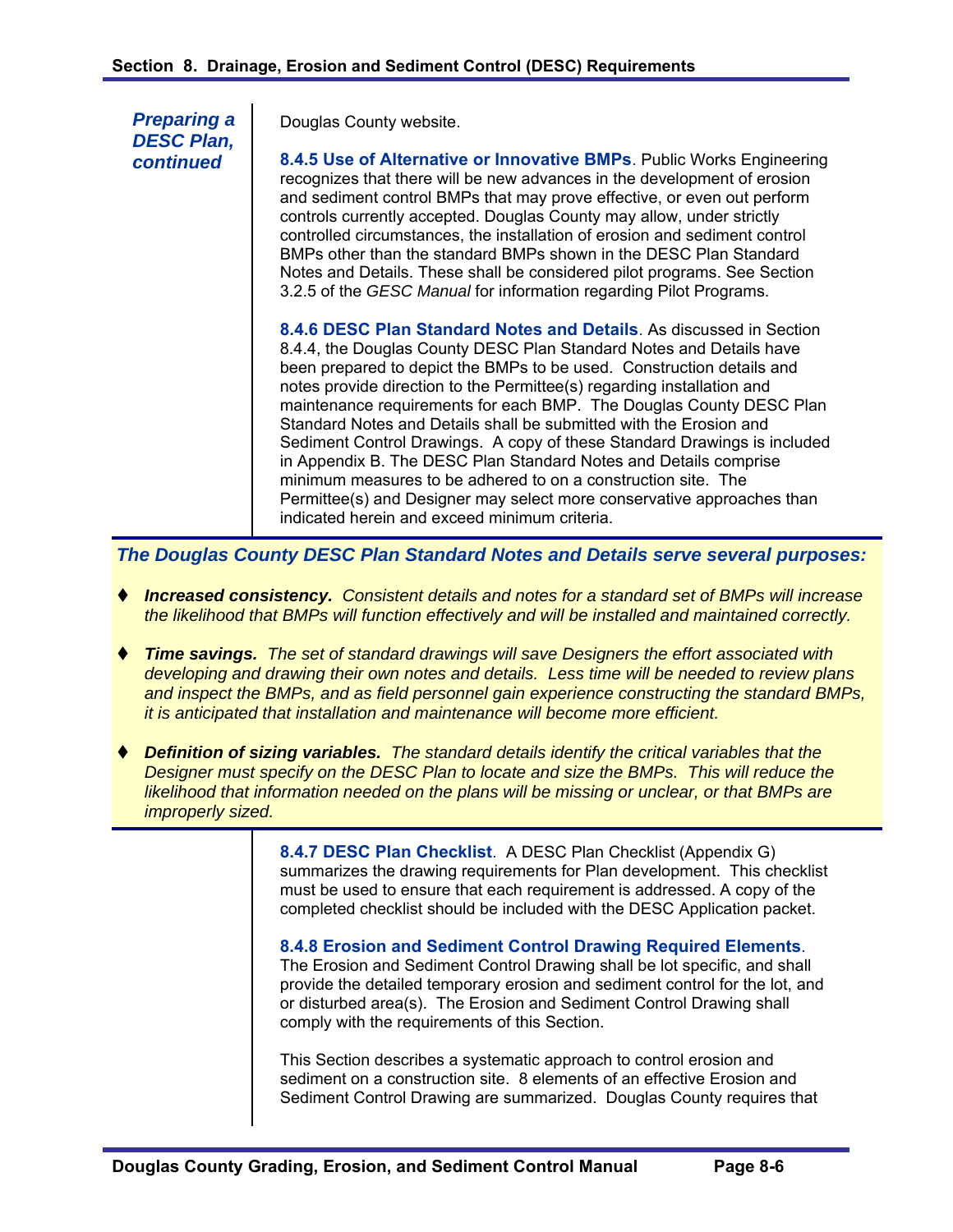*Preparing a DESC Plan, continued*

Douglas County website.

**8.4.5 Use of Alternative or Innovative BMPs**. Public Works Engineering recognizes that there will be new advances in the development of erosion and sediment control BMPs that may prove effective, or even out perform controls currently accepted. Douglas County may allow, under strictly controlled circumstances, the installation of erosion and sediment control BMPs other than the standard BMPs shown in the DESC Plan Standard Notes and Details. These shall be considered pilot programs. See Section 3.2.5 of the *GESC Manual* for information regarding Pilot Programs.

**8.4.6 DESC Plan Standard Notes and Details**. As discussed in Section 8.4.4, the Douglas County DESC Plan Standard Notes and Details have been prepared to depict the BMPs to be used. Construction details and notes provide direction to the Permittee(s) regarding installation and maintenance requirements for each BMP. The Douglas County DESC Plan Standard Notes and Details shall be submitted with the Erosion and Sediment Control Drawings. A copy of these Standard Drawings is included in Appendix B. The DESC Plan Standard Notes and Details comprise minimum measures to be adhered to on a construction site. The Permittee(s) and Designer may select more conservative approaches than indicated herein and exceed minimum criteria.

***The Douglas County DESC Plan Standard Notes and Details serve several purposes:***

- ***Increased consistency.*** *Consistent details and notes for a standard set of BMPs will increase the likelihood that BMPs will function effectively and will be installed and maintained correctly.*
- ***Time savings.*** *The set of standard drawings will save Designers the effort associated with developing and drawing their own notes and details. Less time will be needed to review plans and inspect the BMPs, and as field personnel gain experience constructing the standard BMPs, it is anticipated that installation and maintenance will become more efficient.*
- ***Definition of sizing variables.*** *The standard details identify the critical variables that the Designer must specify on the DESC Plan to locate and size the BMPs. This will reduce the likelihood that information needed on the plans will be missing or unclear, or that BMPs are improperly sized.*

**8.4.7 DESC Plan Checklist**. A DESC Plan Checklist (Appendix G) summarizes the drawing requirements for Plan development. This checklist must be used to ensure that each requirement is addressed. A copy of the completed checklist should be included with the DESC Application packet.

**8.4.8 Erosion and Sediment Control Drawing Required Elements**. The Erosion and Sediment Control Drawing shall be lot specific, and shall provide the detailed temporary erosion and sediment control for the lot, and or disturbed area(s). The Erosion and Sediment Control Drawing shall comply with the requirements of this Section.

This Section describes a systematic approach to control erosion and sediment on a construction site. 8 elements of an effective Erosion and Sediment Control Drawing are summarized. Douglas County requires that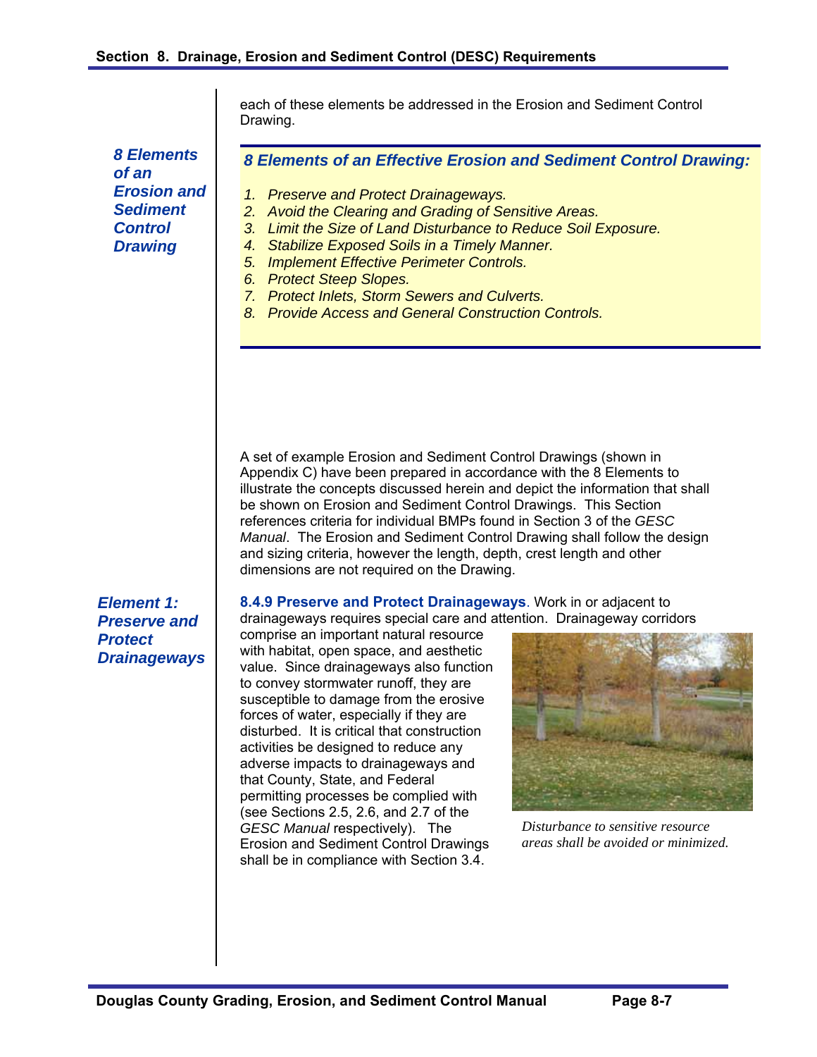each of these elements be addressed in the Erosion and Sediment Control Drawing.

*8 Elements of an Erosion and Sediment Control Drawing*

### *8 Elements of an Effective Erosion and Sediment Control Drawing:*

1. *Preserve and Protect Drainageways.*
2. *Avoid the Clearing and Grading of Sensitive Areas.*
3. *Limit the Size of Land Disturbance to Reduce Soil Exposure.*
4. *Stabilize Exposed Soils in a Timely Manner.*
5. *Implement Effective Perimeter Controls.*
6. *Protect Steep Slopes.*
7. *Protect Inlets, Storm Sewers and Culverts.*
8. *Provide Access and General Construction Controls.*

A set of example Erosion and Sediment Control Drawings (shown in Appendix C) have been prepared in accordance with the 8 Elements to illustrate the concepts discussed herein and depict the information that shall be shown on Erosion and Sediment Control Drawings. This Section references criteria for individual BMPs found in Section 3 of the *GESC Manual*. The Erosion and Sediment Control Drawing shall follow the design and sizing criteria, however the length, depth, crest length and other dimensions are not required on the Drawing.

*Element 1: Preserve and Protect Drainageways*

**8.4.9 Preserve and Protect Drainageways**. Work in or adjacent to drainageways requires special care and attention. Drainageway corridors comprise an important natural resource with habitat, open space, and aesthetic value. Since drainageways also function to convey stormwater runoff, they are susceptible to damage from the erosive forces of water, especially if they are disturbed. It is critical that construction activities be designed to reduce any adverse impacts to drainageways and that County, State, and Federal permitting processes be complied with (see Sections 2.5, 2.6, and 2.7 of the *GESC Manual* respectively). The Erosion and Sediment Control Drawings shall be in compliance with Section 3.4.

*Disturbance to sensitive resource areas shall be avoided or minimized.*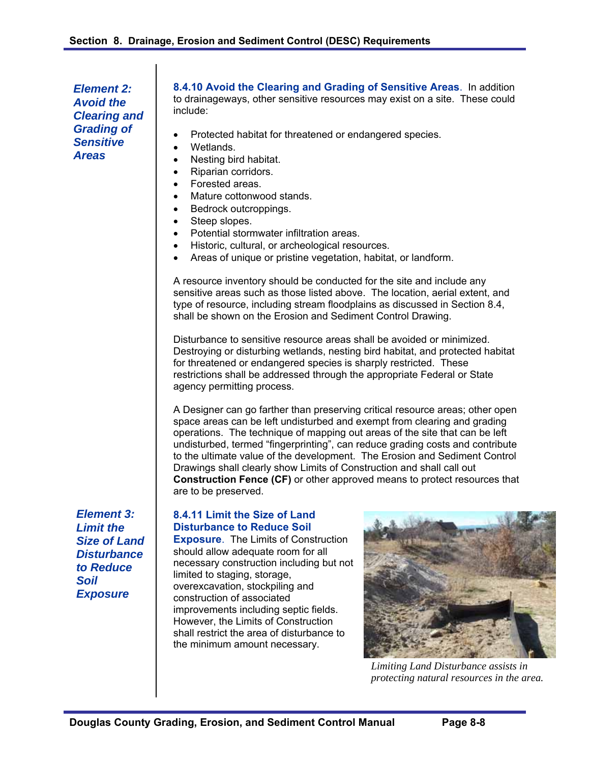*Element 2: Avoid the Clearing and Grading of Sensitive Areas*

**8.4.10 Avoid the Clearing and Grading of Sensitive Areas**. In addition to drainageways, other sensitive resources may exist on a site. These could include:

- Protected habitat for threatened or endangered species.
- Wetlands.
- Nesting bird habitat.
- Riparian corridors.
- Forested areas.
- Mature cottonwood stands.
- Bedrock outcroppings.
- Steep slopes.
- Potential stormwater infiltration areas.
- Historic, cultural, or archeological resources.
- Areas of unique or pristine vegetation, habitat, or landform.

A resource inventory should be conducted for the site and include any sensitive areas such as those listed above. The location, aerial extent, and type of resource, including stream floodplains as discussed in Section 8.4, shall be shown on the Erosion and Sediment Control Drawing.

Disturbance to sensitive resource areas shall be avoided or minimized. Destroying or disturbing wetlands, nesting bird habitat, and protected habitat for threatened or endangered species is sharply restricted. These restrictions shall be addressed through the appropriate Federal or State agency permitting process.

A Designer can go farther than preserving critical resource areas; other open space areas can be left undisturbed and exempt from clearing and grading operations. The technique of mapping out areas of the site that can be left undisturbed, termed "fingerprinting", can reduce grading costs and contribute to the ultimate value of the development. The Erosion and Sediment Control Drawings shall clearly show Limits of Construction and shall call out **Construction Fence (CF)** or other approved means to protect resources that are to be preserved.

*Element 3: Limit the Size of Land Disturbance to Reduce Soil Exposure*

**8.4.11 Limit the Size of Land Disturbance to Reduce Soil Exposure**. The Limits of Construction should allow adequate room for all necessary construction including but not limited to staging, storage, overexcavation, stockpiling and construction of associated improvements including septic fields. However, the Limits of Construction shall restrict the area of disturbance to the minimum amount necessary.

*Limiting Land Disturbance assists in protecting natural resources in the area.*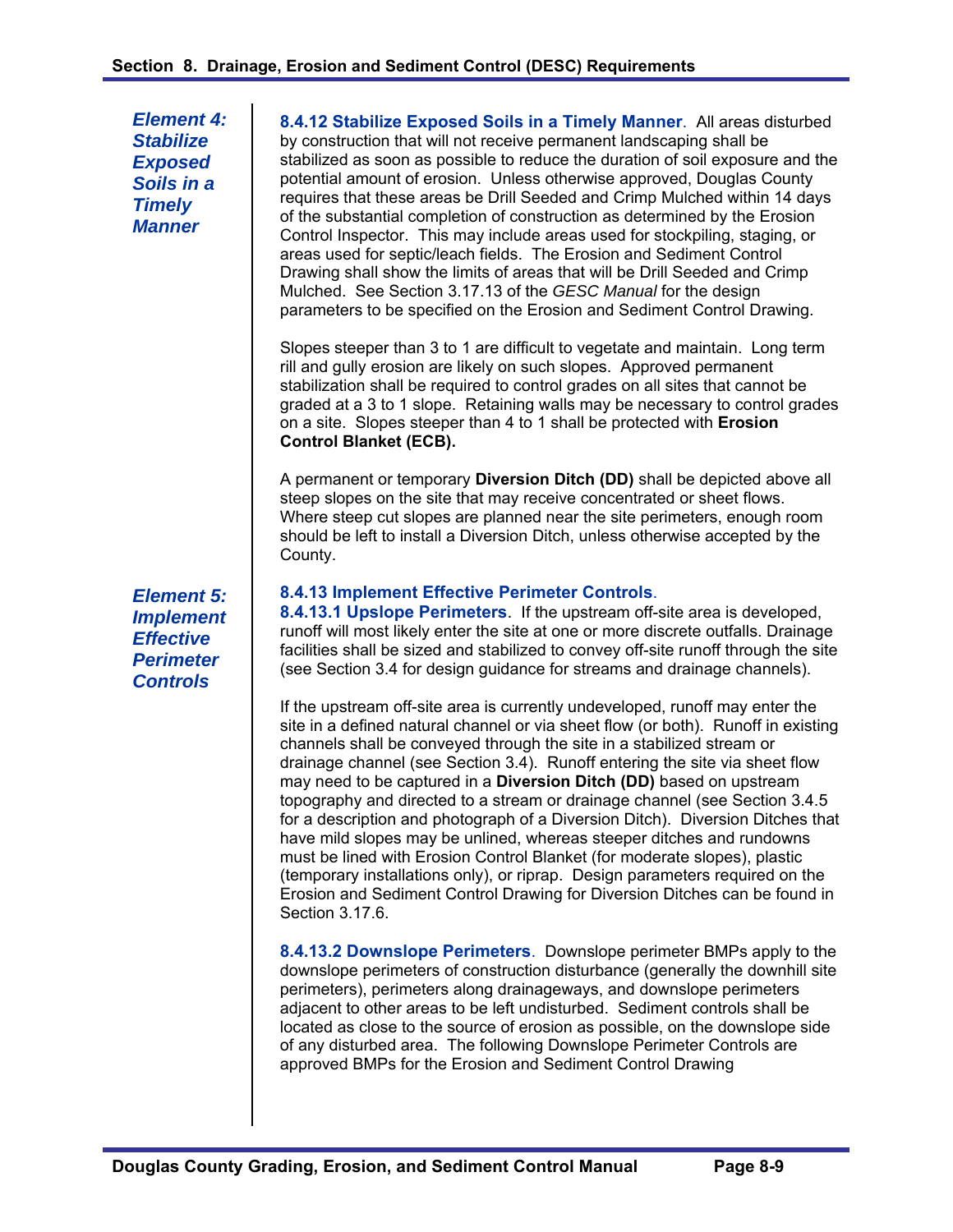*Element 4: Stabilize Exposed Soils in a Timely Manner*

### 8.4.12 Stabilize Exposed Soils in a Timely Manner

**8.4.12 Stabilize Exposed Soils in a Timely Manner**. All areas disturbed by construction that will not receive permanent landscaping shall be stabilized as soon as possible to reduce the duration of soil exposure and the potential amount of erosion. Unless otherwise approved, Douglas County requires that these areas be Drill Seeded and Crimp Mulched within 14 days of the substantial completion of construction as determined by the Erosion Control Inspector. This may include areas used for stockpiling, staging, or areas used for septic/leach fields. The Erosion and Sediment Control Drawing shall show the limits of areas that will be Drill Seeded and Crimp Mulched. See Section 3.17.13 of the *GESC Manual* for the design parameters to be specified on the Erosion and Sediment Control Drawing.

Slopes steeper than 3 to 1 are difficult to vegetate and maintain. Long term rill and gully erosion are likely on such slopes. Approved permanent stabilization shall be required to control grades on all sites that cannot be graded at a 3 to 1 slope. Retaining walls may be necessary to control grades on a site. Slopes steeper than 4 to 1 shall be protected with **Erosion Control Blanket (ECB).**

A permanent or temporary **Diversion Ditch (DD)** shall be depicted above all steep slopes on the site that may receive concentrated or sheet flows. Where steep cut slopes are planned near the site perimeters, enough room should be left to install a Diversion Ditch, unless otherwise accepted by the County.

*Element 5: Implement Effective Perimeter Controls*

### 8.4.13 Implement Effective Perimeter Controls.

**8.4.13.1 Upslope Perimeters**. If the upstream off-site area is developed, runoff will most likely enter the site at one or more discrete outfalls. Drainage facilities shall be sized and stabilized to convey off-site runoff through the site (see Section 3.4 for design guidance for streams and drainage channels).

If the upstream off-site area is currently undeveloped, runoff may enter the site in a defined natural channel or via sheet flow (or both). Runoff in existing channels shall be conveyed through the site in a stabilized stream or drainage channel (see Section 3.4). Runoff entering the site via sheet flow may need to be captured in a **Diversion Ditch (DD)** based on upstream topography and directed to a stream or drainage channel (see Section 3.4.5 for a description and photograph of a Diversion Ditch). Diversion Ditches that have mild slopes may be unlined, whereas steeper ditches and rundowns must be lined with Erosion Control Blanket (for moderate slopes), plastic (temporary installations only), or riprap. Design parameters required on the Erosion and Sediment Control Drawing for Diversion Ditches can be found in Section 3.17.6.

**8.4.13.2 Downslope Perimeters**. Downslope perimeter BMPs apply to the downslope perimeters of construction disturbance (generally the downhill site perimeters), perimeters along drainageways, and downslope perimeters adjacent to other areas to be left undisturbed. Sediment controls shall be located as close to the source of erosion as possible, on the downslope side of any disturbed area. The following Downslope Perimeter Controls are approved BMPs for the Erosion and Sediment Control Drawing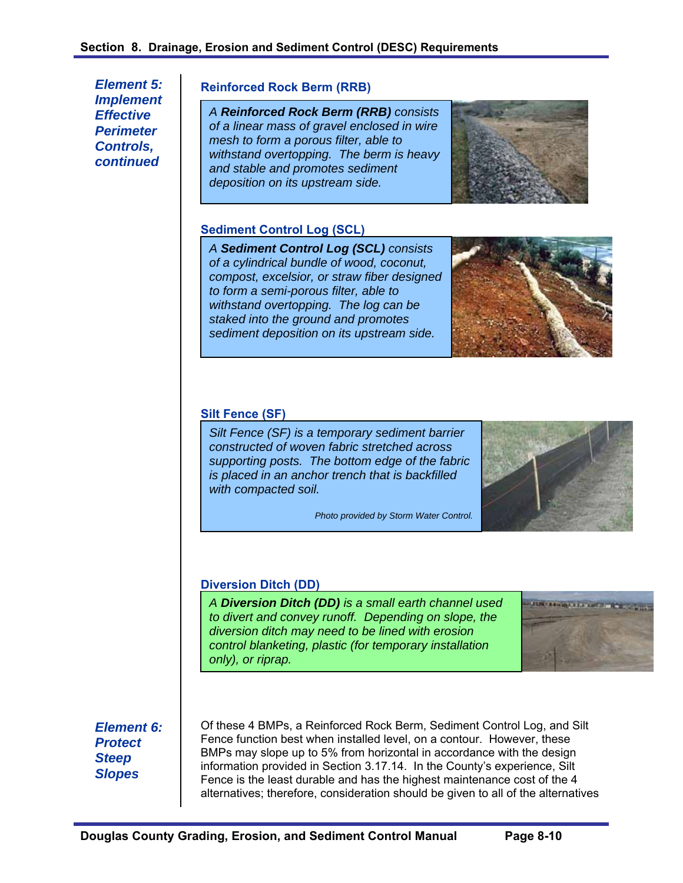*Element 5: Implement Effective Perimeter Controls, continued*

### Reinforced Rock Berm (RRB)

*A **Reinforced Rock Berm (RRB)** consists of a linear mass of gravel enclosed in wire mesh to form a porous filter, able to withstand overtopping. The berm is heavy and stable and promotes sediment deposition on its upstream side.*

### Sediment Control Log (SCL)

*A **Sediment Control Log (SCL)** consists of a cylindrical bundle of wood, coconut, compost, excelsior, or straw fiber designed to form a semi-porous filter, able to withstand overtopping. The log can be staked into the ground and promotes sediment deposition on its upstream side.*

### Silt Fence (SF)

*Silt Fence (SF) is a temporary sediment barrier constructed of woven fabric stretched across supporting posts. The bottom edge of the fabric is placed in an anchor trench that is backfilled with compacted soil.*

*Photo provided by Storm Water Control.*

### Diversion Ditch (DD)

*A **Diversion Ditch (DD)** is a small earth channel used to divert and convey runoff. Depending on slope, the diversion ditch may need to be lined with erosion control blanketing, plastic (for temporary installation only), or riprap.*

*Element 6: Protect Steep Slopes*

Of these 4 BMPs, a Reinforced Rock Berm, Sediment Control Log, and Silt Fence function best when installed level, on a contour. However, these BMPs may slope up to 5% from horizontal in accordance with the design information provided in Section 3.17.14. In the County's experience, Silt Fence is the least durable and has the highest maintenance cost of the 4 alternatives; therefore, consideration should be given to all of the alternatives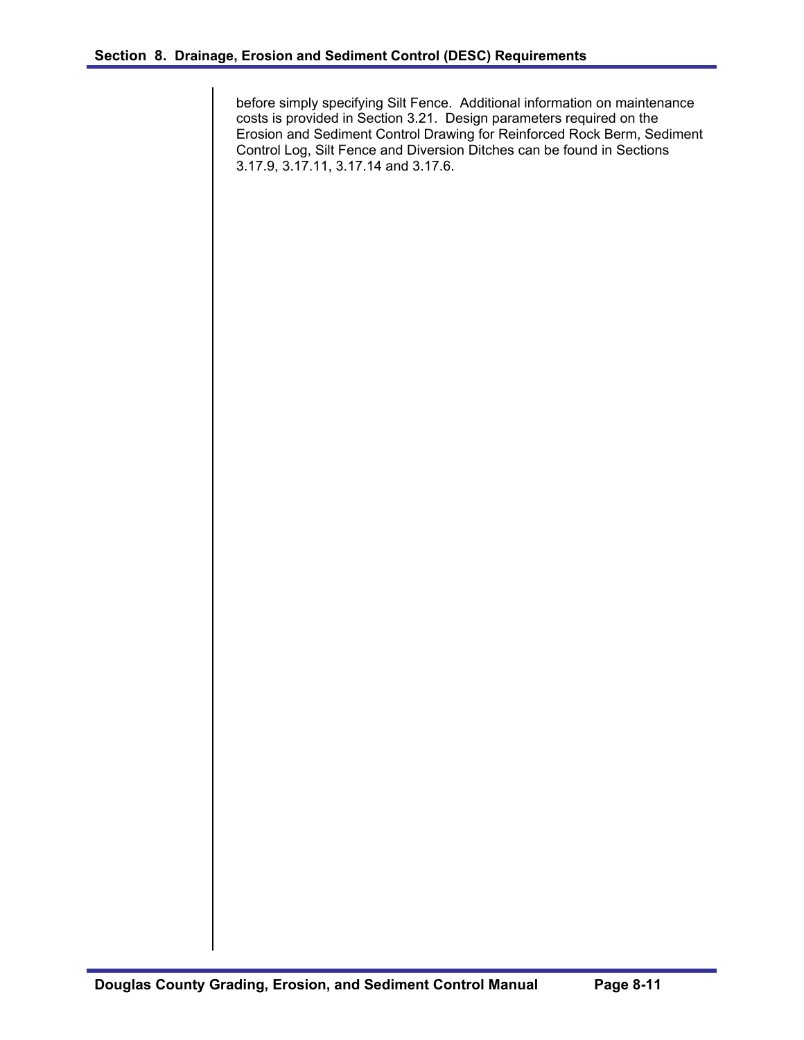before simply specifying Silt Fence. Additional information on maintenance costs is provided in Section 3.21. Design parameters required on the Erosion and Sediment Control Drawing for Reinforced Rock Berm, Sediment Control Log, Silt Fence and Diversion Ditches can be found in Sections 3.17.9, 3.17.11, 3.17.14 and 3.17.6.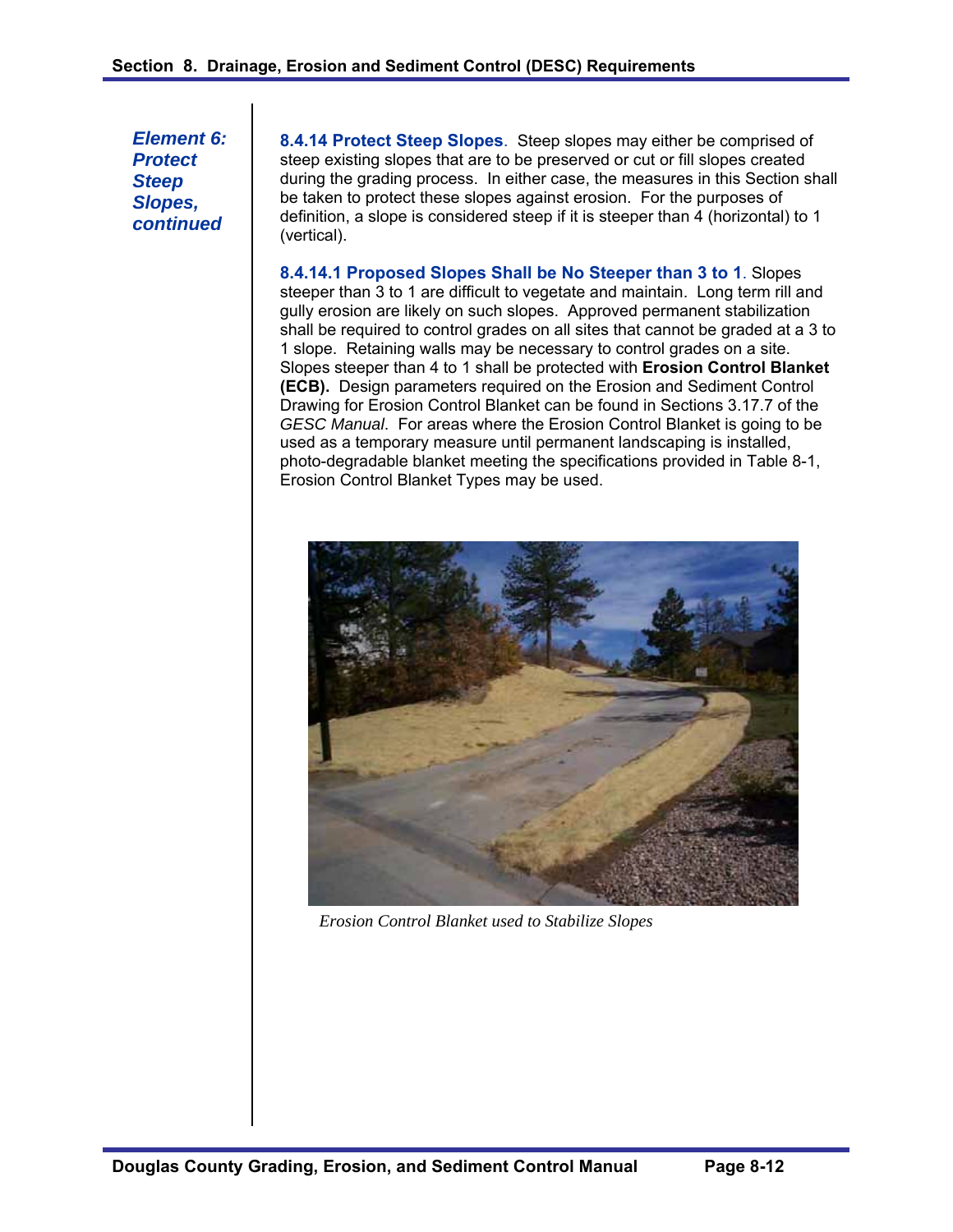*Element 6: Protect Steep Slopes, continued*

**8.4.14 Protect Steep Slopes**. Steep slopes may either be comprised of steep existing slopes that are to be preserved or cut or fill slopes created during the grading process. In either case, the measures in this Section shall be taken to protect these slopes against erosion. For the purposes of definition, a slope is considered steep if it is steeper than 4 (horizontal) to 1 (vertical).

**8.4.14.1 Proposed Slopes Shall be No Steeper than 3 to 1**. Slopes steeper than 3 to 1 are difficult to vegetate and maintain. Long term rill and gully erosion are likely on such slopes. Approved permanent stabilization shall be required to control grades on all sites that cannot be graded at a 3 to 1 slope. Retaining walls may be necessary to control grades on a site. Slopes steeper than 4 to 1 shall be protected with **Erosion Control Blanket (ECB).** Design parameters required on the Erosion and Sediment Control Drawing for Erosion Control Blanket can be found in Sections 3.17.7 of the *GESC Manual*. For areas where the Erosion Control Blanket is going to be used as a temporary measure until permanent landscaping is installed, photo-degradable blanket meeting the specifications provided in Table 8-1, Erosion Control Blanket Types may be used.

*Erosion Control Blanket used to Stabilize Slopes*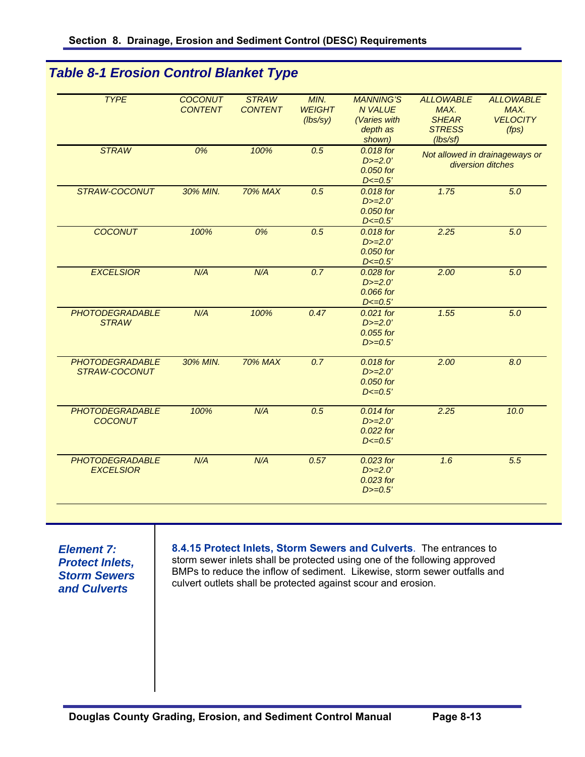## *Table 8-1 Erosion Control Blanket Type*

| *TYPE* | *COCONUT CONTENT* | *STRAW CONTENT* | *MIN. WEIGHT (lbs/sy)* | *MANNING'S N VALUE (Varies with depth as shown)* | *ALLOWABLE MAX. SHEAR STRESS (lbs/sf)* | *ALLOWABLE MAX. VELOCITY (fps)* |
|---|---|---|---|---|---|---|
| *STRAW* | *0%* | *100%* | *0.5* | *0.018 for D>=2.0' 0.050 for D<=0.5'* | *Not allowed in drainageways or diversion ditches* | |
| *STRAW-COCONUT* | *30% MIN.* | *70% MAX* | *0.5* | *0.018 for D>=2.0' 0.050 for D<=0.5'* | *1.75* | *5.0* |
| *COCONUT* | *100%* | *0%* | *0.5* | *0.018 for D>=2.0' 0.050 for D<=0.5'* | *2.25* | *5.0* |
| *EXCELSIOR* | *N/A* | *N/A* | *0.7* | *0.028 for D>=2.0' 0.066 for D<=0.5'* | *2.00* | *5.0* |
| *PHOTODEGRADABLE STRAW* | *N/A* | *100%* | *0.47* | *0.021 for D>=2.0' 0.055 for D>=0.5'* | *1.55* | *5.0* |
| *PHOTODEGRADABLE STRAW-COCONUT* | *30% MIN.* | *70% MAX* | *0.7* | *0.018 for D>=2.0' 0.050 for D<=0.5'* | *2.00* | *8.0* |
| *PHOTODEGRADABLE COCONUT* | *100%* | *N/A* | *0.5* | *0.014 for D>=2.0' 0.022 for D<=0.5'* | *2.25* | *10.0* |
| *PHOTODEGRADABLE EXCELSIOR* | *N/A* | *N/A* | *0.57* | *0.023 for D>=2.0' 0.023 for D>=0.5'* | *1.6* | *5.5* |

***Element 7: Protect Inlets, Storm Sewers and Culverts***

**8.4.15 Protect Inlets, Storm Sewers and Culverts**. The entrances to storm sewer inlets shall be protected using one of the following approved BMPs to reduce the inflow of sediment. Likewise, storm sewer outfalls and culvert outlets shall be protected against scour and erosion.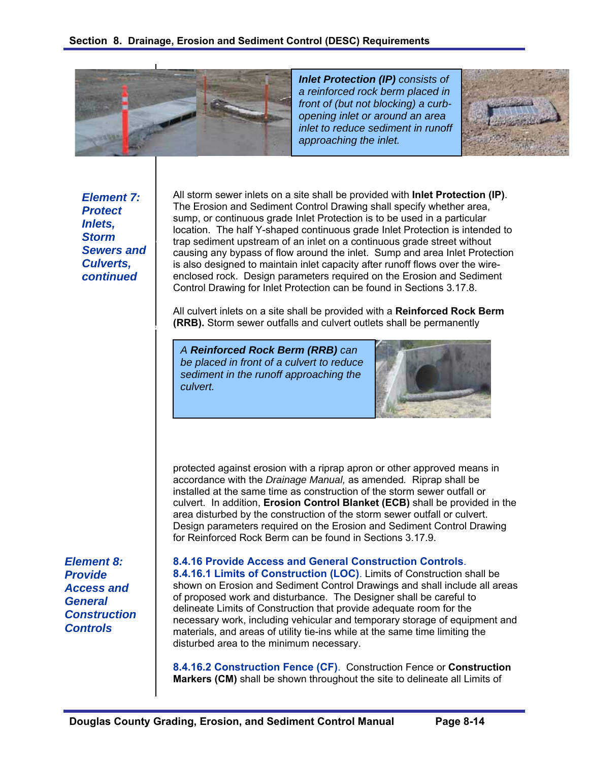***Inlet Protection (IP)*** *consists of a reinforced rock berm placed in front of (but not blocking) a curb-opening inlet or around an area inlet to reduce sediment in runoff approaching the inlet.*

***Element 7: Protect Inlets, Storm Sewers and Culverts, continued***

All storm sewer inlets on a site shall be provided with **Inlet Protection (IP)**. The Erosion and Sediment Control Drawing shall specify whether area, sump, or continuous grade Inlet Protection is to be used in a particular location. The half Y-shaped continuous grade Inlet Protection is intended to trap sediment upstream of an inlet on a continuous grade street without causing any bypass of flow around the inlet. Sump and area Inlet Protection is also designed to maintain inlet capacity after runoff flows over the wire-enclosed rock. Design parameters required on the Erosion and Sediment Control Drawing for Inlet Protection can be found in Sections 3.17.8.

All culvert inlets on a site shall be provided with a **Reinforced Rock Berm (RRB).** Storm sewer outfalls and culvert outlets shall be permanently protected against erosion with a riprap apron or other approved means in accordance with the *Drainage Manual,* as amended. Riprap shall be installed at the same time as construction of the storm sewer outfall or culvert. In addition, **Erosion Control Blanket (ECB)** shall be provided in the area disturbed by the construction of the storm sewer outfall or culvert. Design parameters required on the Erosion and Sediment Control Drawing for Reinforced Rock Berm can be found in Sections 3.17.9.

*A **Reinforced Rock Berm (RRB)** can be placed in front of a culvert to reduce sediment in the runoff approaching the culvert.*

***Element 8: Provide Access and General Construction Controls***

### 8.4.16 Provide Access and General Construction Controls.

**8.4.16.1 Limits of Construction (LOC)**. Limits of Construction shall be shown on Erosion and Sediment Control Drawings and shall include all areas of proposed work and disturbance. The Designer shall be careful to delineate Limits of Construction that provide adequate room for the necessary work, including vehicular and temporary storage of equipment and materials, and areas of utility tie-ins while at the same time limiting the disturbed area to the minimum necessary.

**8.4.16.2 Construction Fence (CF)**. Construction Fence or **Construction Markers (CM)** shall be shown throughout the site to delineate all Limits of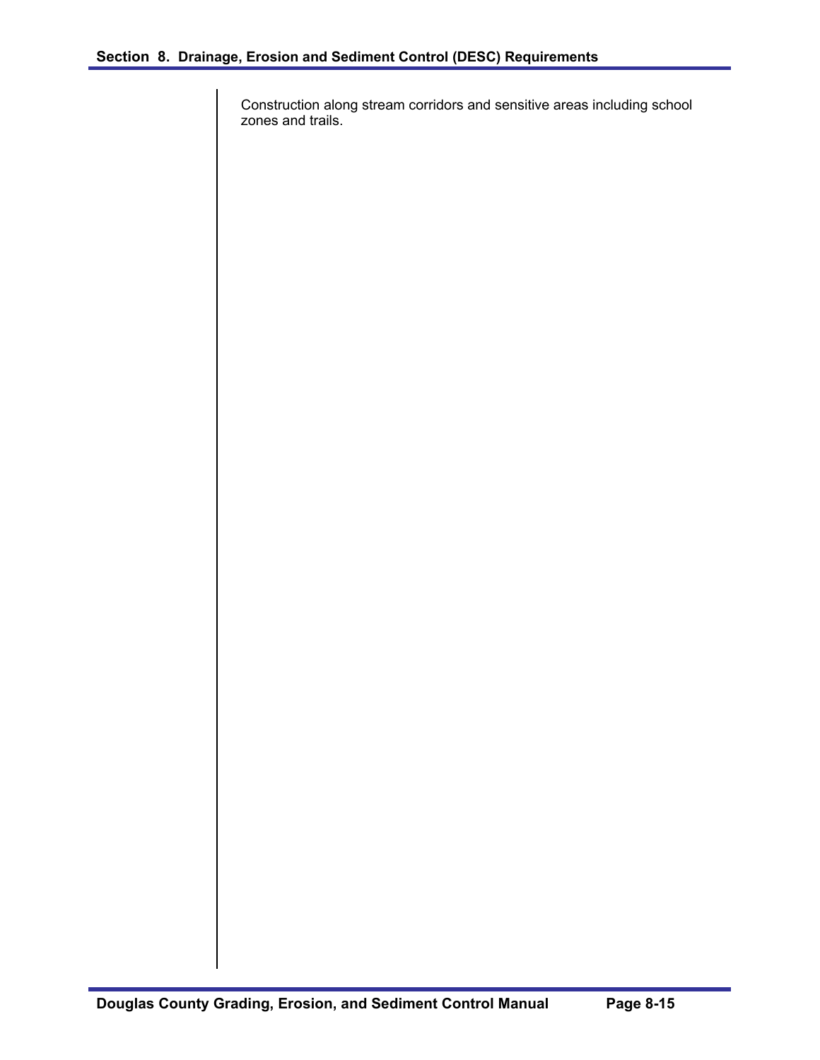Construction along stream corridors and sensitive areas including school zones and trails.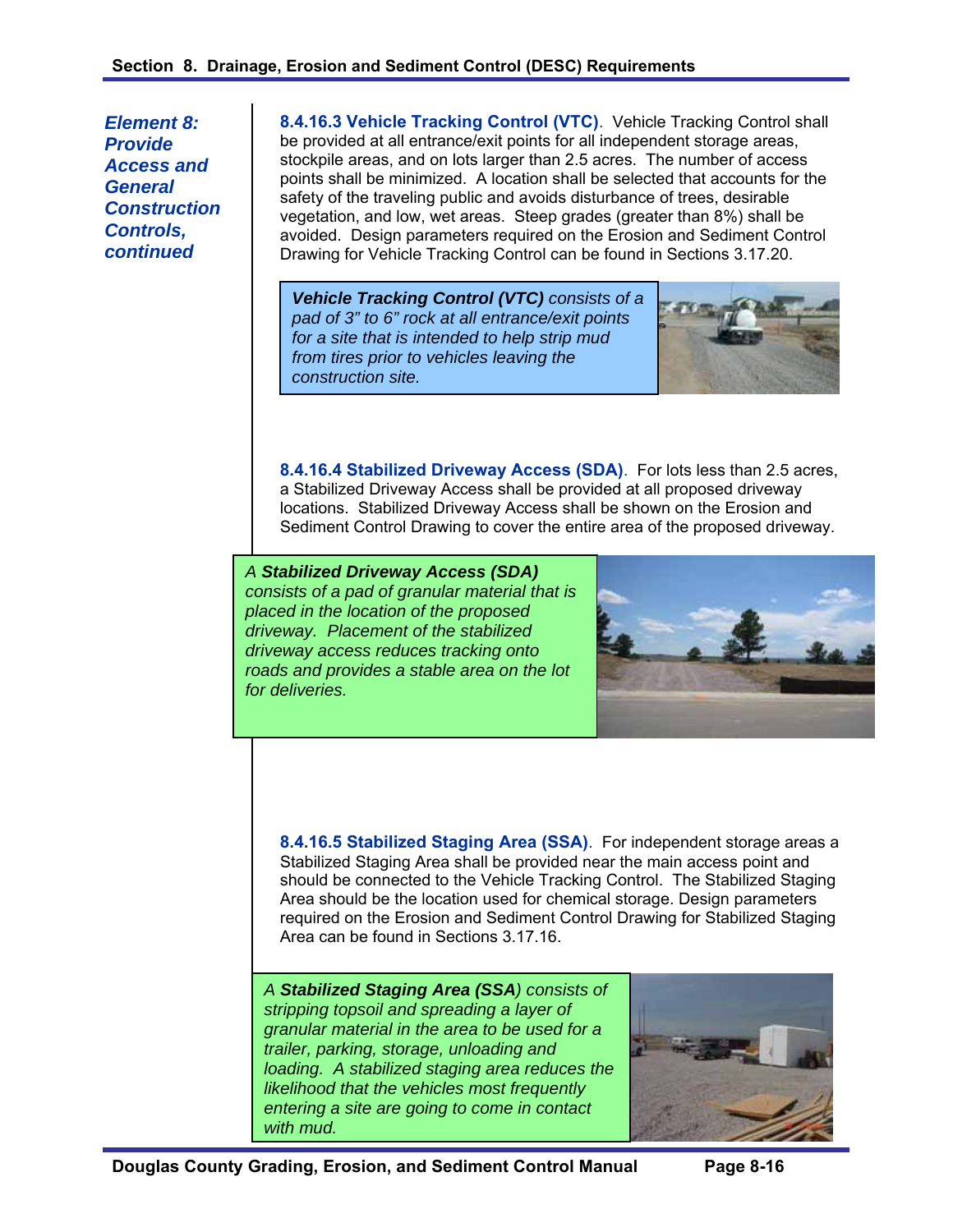*Element 8: Provide Access and General Construction Controls, continued*

**8.4.16.3 Vehicle Tracking Control (VTC)**. Vehicle Tracking Control shall be provided at all entrance/exit points for all independent storage areas, stockpile areas, and on lots larger than 2.5 acres. The number of access points shall be minimized. A location shall be selected that accounts for the safety of the traveling public and avoids disturbance of trees, desirable vegetation, and low, wet areas. Steep grades (greater than 8%) shall be avoided. Design parameters required on the Erosion and Sediment Control Drawing for Vehicle Tracking Control can be found in Sections 3.17.20.

> ***Vehicle Tracking Control (VTC)*** *consists of a pad of 3" to 6" rock at all entrance/exit points for a site that is intended to help strip mud from tires prior to vehicles leaving the construction site.*

**8.4.16.4 Stabilized Driveway Access (SDA)**. For lots less than 2.5 acres, a Stabilized Driveway Access shall be provided at all proposed driveway locations. Stabilized Driveway Access shall be shown on the Erosion and Sediment Control Drawing to cover the entire area of the proposed driveway.

> *A* ***Stabilized Driveway Access (SDA)*** *consists of a pad of granular material that is placed in the location of the proposed driveway. Placement of the stabilized driveway access reduces tracking onto roads and provides a stable area on the lot for deliveries.*

**8.4.16.5 Stabilized Staging Area (SSA)**. For independent storage areas a Stabilized Staging Area shall be provided near the main access point and should be connected to the Vehicle Tracking Control. The Stabilized Staging Area should be the location used for chemical storage. Design parameters required on the Erosion and Sediment Control Drawing for Stabilized Staging Area can be found in Sections 3.17.16.

> *A* ***Stabilized Staging Area (SSA)*** *consists of stripping topsoil and spreading a layer of granular material in the area to be used for a trailer, parking, storage, unloading and loading. A stabilized staging area reduces the likelihood that the vehicles most frequently entering a site are going to come in contact with mud.*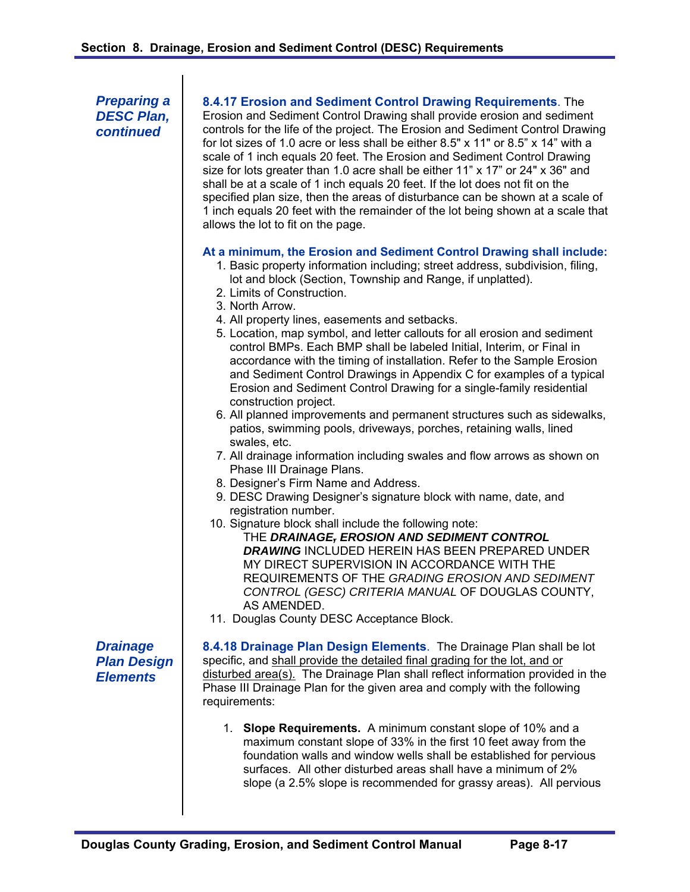*Preparing a DESC Plan, continued*

**8.4.17 Erosion and Sediment Control Drawing Requirements**. The Erosion and Sediment Control Drawing shall provide erosion and sediment controls for the life of the project. The Erosion and Sediment Control Drawing for lot sizes of 1.0 acre or less shall be either 8.5" x 11" or 8.5" x 14" with a scale of 1 inch equals 20 feet. The Erosion and Sediment Control Drawing size for lots greater than 1.0 acre shall be either 11" x 17" or 24" x 36" and shall be at a scale of 1 inch equals 20 feet. If the lot does not fit on the specified plan size, then the areas of disturbance can be shown at a scale of 1 inch equals 20 feet with the remainder of the lot being shown at a scale that allows the lot to fit on the page.

**At a minimum, the Erosion and Sediment Control Drawing shall include:**

1. Basic property information including; street address, subdivision, filing, lot and block (Section, Township and Range, if unplatted).
2. Limits of Construction.
3. North Arrow.
4. All property lines, easements and setbacks.
5. Location, map symbol, and letter callouts for all erosion and sediment control BMPs. Each BMP shall be labeled Initial, Interim, or Final in accordance with the timing of installation. Refer to the Sample Erosion and Sediment Control Drawings in Appendix C for examples of a typical Erosion and Sediment Control Drawing for a single-family residential construction project.
6. All planned improvements and permanent structures such as sidewalks, patios, swimming pools, driveways, porches, retaining walls, lined swales, etc.
7. All drainage information including swales and flow arrows as shown on Phase III Drainage Plans.
8. Designer's Firm Name and Address.
9. DESC Drawing Designer's signature block with name, date, and registration number.
10. Signature block shall include the following note:
    THE ***DRAINAGE, EROSION AND SEDIMENT CONTROL DRAWING*** INCLUDED HEREIN HAS BEEN PREPARED UNDER MY DIRECT SUPERVISION IN ACCORDANCE WITH THE REQUIREMENTS OF THE *GRADING EROSION AND SEDIMENT CONTROL (GESC) CRITERIA MANUAL* OF DOUGLAS COUNTY, AS AMENDED.
11. Douglas County DESC Acceptance Block.

*Drainage Plan Design Elements*

**8.4.18 Drainage Plan Design Elements**. The Drainage Plan shall be lot specific, and shall provide the detailed final grading for the lot, and or disturbed area(s). The Drainage Plan shall reflect information provided in the Phase III Drainage Plan for the given area and comply with the following requirements:

1. **Slope Requirements.** A minimum constant slope of 10% and a maximum constant slope of 33% in the first 10 feet away from the foundation walls and window wells shall be established for pervious surfaces. All other disturbed areas shall have a minimum of 2% slope (a 2.5% slope is recommended for grassy areas). All pervious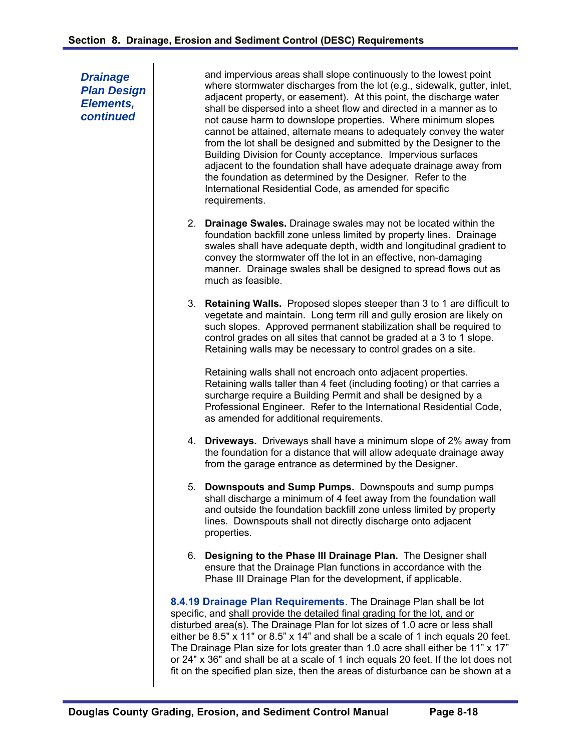***Drainage Plan Design Elements, continued***

and impervious areas shall slope continuously to the lowest point where stormwater discharges from the lot (e.g., sidewalk, gutter, inlet, adjacent property, or easement). At this point, the discharge water shall be dispersed into a sheet flow and directed in a manner as to not cause harm to downslope properties. Where minimum slopes cannot be attained, alternate means to adequately convey the water from the lot shall be designed and submitted by the Designer to the Building Division for County acceptance. Impervious surfaces adjacent to the foundation shall have adequate drainage away from the foundation as determined by the Designer. Refer to the International Residential Code, as amended for specific requirements.

2. **Drainage Swales.** Drainage swales may not be located within the foundation backfill zone unless limited by property lines. Drainage swales shall have adequate depth, width and longitudinal gradient to convey the stormwater off the lot in an effective, non-damaging manner. Drainage swales shall be designed to spread flows out as much as feasible.

3. **Retaining Walls.** Proposed slopes steeper than 3 to 1 are difficult to vegetate and maintain. Long term rill and gully erosion are likely on such slopes. Approved permanent stabilization shall be required to control grades on all sites that cannot be graded at a 3 to 1 slope. Retaining walls may be necessary to control grades on a site.

   Retaining walls shall not encroach onto adjacent properties. Retaining walls taller than 4 feet (including footing) or that carries a surcharge require a Building Permit and shall be designed by a Professional Engineer. Refer to the International Residential Code, as amended for additional requirements.

4. **Driveways.** Driveways shall have a minimum slope of 2% away from the foundation for a distance that will allow adequate drainage away from the garage entrance as determined by the Designer.

5. **Downspouts and Sump Pumps.** Downspouts and sump pumps shall discharge a minimum of 4 feet away from the foundation wall and outside the foundation backfill zone unless limited by property lines. Downspouts shall not directly discharge onto adjacent properties.

6. **Designing to the Phase III Drainage Plan.** The Designer shall ensure that the Drainage Plan functions in accordance with the Phase III Drainage Plan for the development, if applicable.

**8.4.19 Drainage Plan Requirements**. The Drainage Plan shall be lot specific, and <u>shall provide the detailed final grading for the lot, and or disturbed area(s).</u> The Drainage Plan for lot sizes of 1.0 acre or less shall either be 8.5" x 11" or 8.5" x 14" and shall be a scale of 1 inch equals 20 feet. The Drainage Plan size for lots greater than 1.0 acre shall either be 11" x 17" or 24" x 36" and shall be at a scale of 1 inch equals 20 feet. If the lot does not fit on the specified plan size, then the areas of disturbance can be shown at a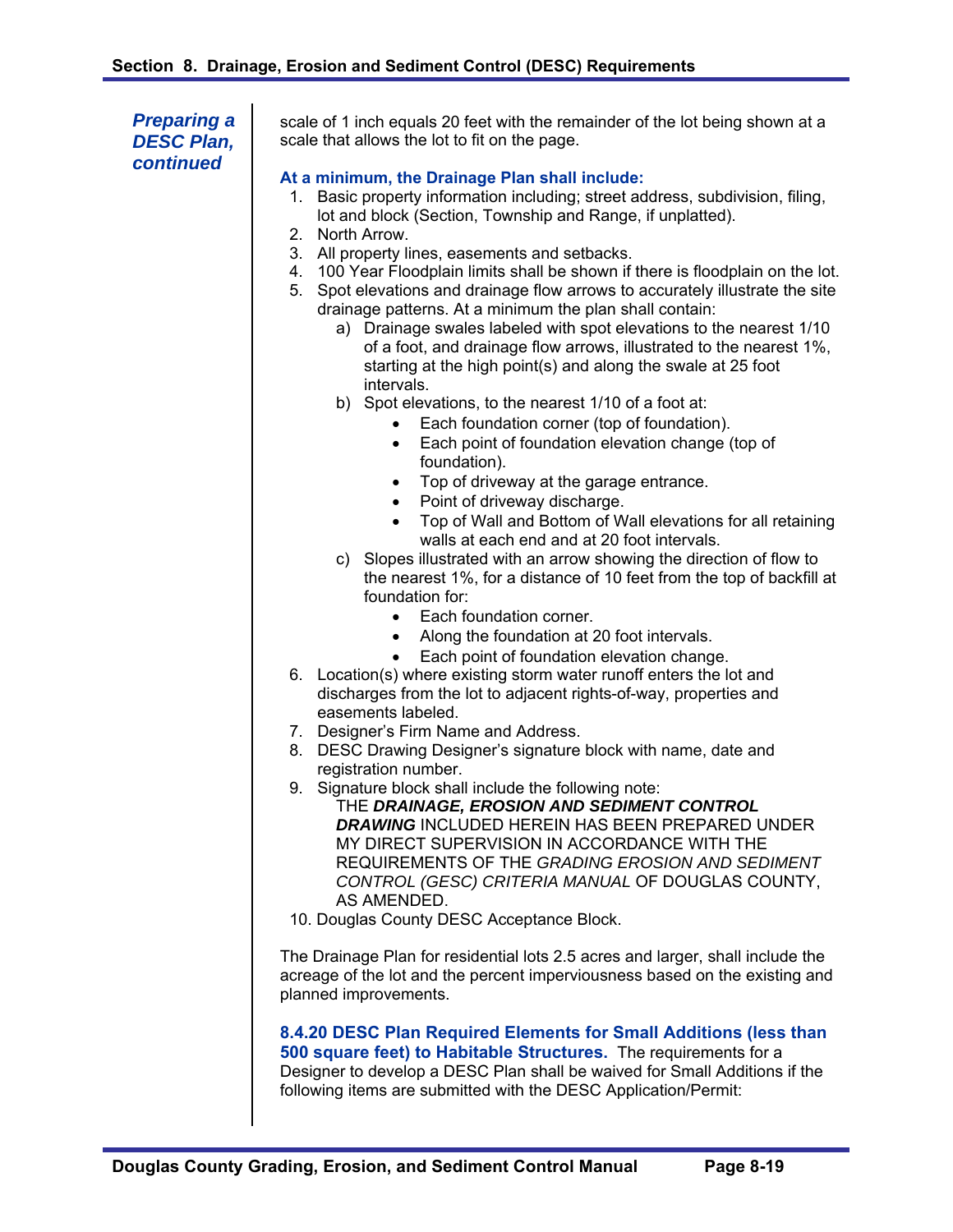*Preparing a DESC Plan, continued*

scale of 1 inch equals 20 feet with the remainder of the lot being shown at a scale that allows the lot to fit on the page.

**At a minimum, the Drainage Plan shall include:**

1. Basic property information including; street address, subdivision, filing, lot and block (Section, Township and Range, if unplatted).
2. North Arrow.
3. All property lines, easements and setbacks.
4. 100 Year Floodplain limits shall be shown if there is floodplain on the lot.
5. Spot elevations and drainage flow arrows to accurately illustrate the site drainage patterns. At a minimum the plan shall contain:
   a) Drainage swales labeled with spot elevations to the nearest 1/10 of a foot, and drainage flow arrows, illustrated to the nearest 1%, starting at the high point(s) and along the swale at 25 foot intervals.
   b) Spot elevations, to the nearest 1/10 of a foot at:
      - Each foundation corner (top of foundation).
      - Each point of foundation elevation change (top of foundation).
      - Top of driveway at the garage entrance.
      - Point of driveway discharge.
      - Top of Wall and Bottom of Wall elevations for all retaining walls at each end and at 20 foot intervals.

   c) Slopes illustrated with an arrow showing the direction of flow to the nearest 1%, for a distance of 10 feet from the top of backfill at foundation for:
      - Each foundation corner.
      - Along the foundation at 20 foot intervals.
      - Each point of foundation elevation change.
6. Location(s) where existing storm water runoff enters the lot and discharges from the lot to adjacent rights-of-way, properties and easements labeled.
7. Designer's Firm Name and Address.
8. DESC Drawing Designer's signature block with name, date and registration number.
9. Signature block shall include the following note:
   THE ***DRAINAGE, EROSION AND SEDIMENT CONTROL DRAWING*** INCLUDED HEREIN HAS BEEN PREPARED UNDER MY DIRECT SUPERVISION IN ACCORDANCE WITH THE REQUIREMENTS OF THE *GRADING EROSION AND SEDIMENT CONTROL (GESC) CRITERIA MANUAL* OF DOUGLAS COUNTY, AS AMENDED.
10. Douglas County DESC Acceptance Block.

The Drainage Plan for residential lots 2.5 acres and larger, shall include the acreage of the lot and the percent imperviousness based on the existing and planned improvements.

**8.4.20 DESC Plan Required Elements for Small Additions (less than 500 square feet) to Habitable Structures.** The requirements for a Designer to develop a DESC Plan shall be waived for Small Additions if the following items are submitted with the DESC Application/Permit: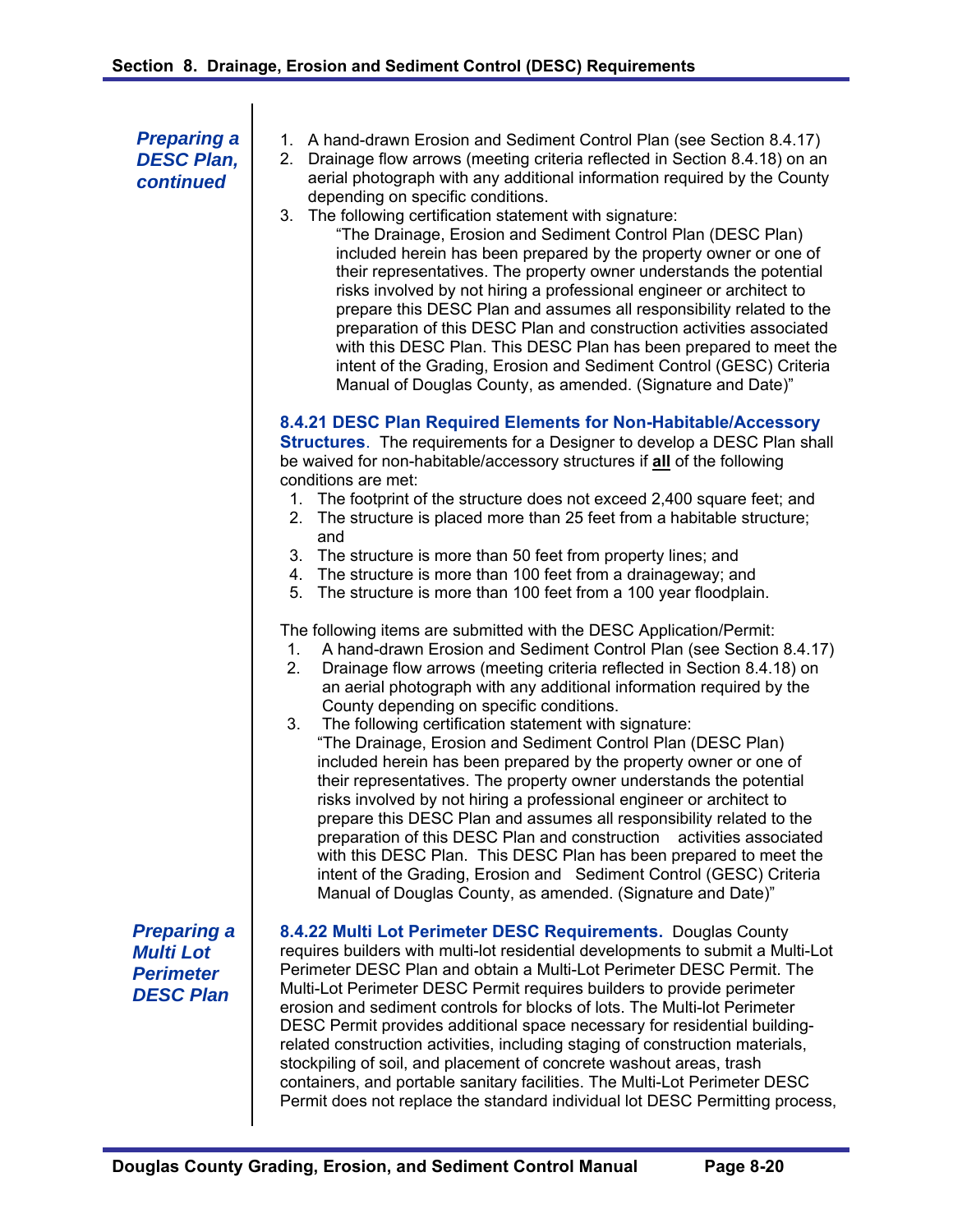*Preparing a DESC Plan, continued*

1. A hand-drawn Erosion and Sediment Control Plan (see Section 8.4.17)
2. Drainage flow arrows (meeting criteria reflected in Section 8.4.18) on an aerial photograph with any additional information required by the County depending on specific conditions.
3. The following certification statement with signature:

   "The Drainage, Erosion and Sediment Control Plan (DESC Plan) included herein has been prepared by the property owner or one of their representatives. The property owner understands the potential risks involved by not hiring a professional engineer or architect to prepare this DESC Plan and assumes all responsibility related to the preparation of this DESC Plan and construction activities associated with this DESC Plan. This DESC Plan has been prepared to meet the intent of the Grading, Erosion and Sediment Control (GESC) Criteria Manual of Douglas County, as amended. (Signature and Date)"

**8.4.21 DESC Plan Required Elements for Non-Habitable/Accessory Structures**. The requirements for a Designer to develop a DESC Plan shall be waived for non-habitable/accessory structures if **all** of the following conditions are met:

1. The footprint of the structure does not exceed 2,400 square feet; and
2. The structure is placed more than 25 feet from a habitable structure; and
3. The structure is more than 50 feet from property lines; and
4. The structure is more than 100 feet from a drainageway; and
5. The structure is more than 100 feet from a 100 year floodplain.

The following items are submitted with the DESC Application/Permit:

1. A hand-drawn Erosion and Sediment Control Plan (see Section 8.4.17)
2. Drainage flow arrows (meeting criteria reflected in Section 8.4.18) on an aerial photograph with any additional information required by the County depending on specific conditions.
3. The following certification statement with signature:

   "The Drainage, Erosion and Sediment Control Plan (DESC Plan) included herein has been prepared by the property owner or one of their representatives. The property owner understands the potential risks involved by not hiring a professional engineer or architect to prepare this DESC Plan and assumes all responsibility related to the preparation of this DESC Plan and construction activities associated with this DESC Plan. This DESC Plan has been prepared to meet the intent of the Grading, Erosion and Sediment Control (GESC) Criteria Manual of Douglas County, as amended. (Signature and Date)"

*Preparing a Multi Lot Perimeter DESC Plan*

**8.4.22 Multi Lot Perimeter DESC Requirements.** Douglas County requires builders with multi-lot residential developments to submit a Multi-Lot Perimeter DESC Plan and obtain a Multi-Lot Perimeter DESC Permit. The Multi-Lot Perimeter DESC Permit requires builders to provide perimeter erosion and sediment controls for blocks of lots. The Multi-lot Perimeter DESC Permit provides additional space necessary for residential building-related construction activities, including staging of construction materials, stockpiling of soil, and placement of concrete washout areas, trash containers, and portable sanitary facilities. The Multi-Lot Perimeter DESC Permit does not replace the standard individual lot DESC Permitting process,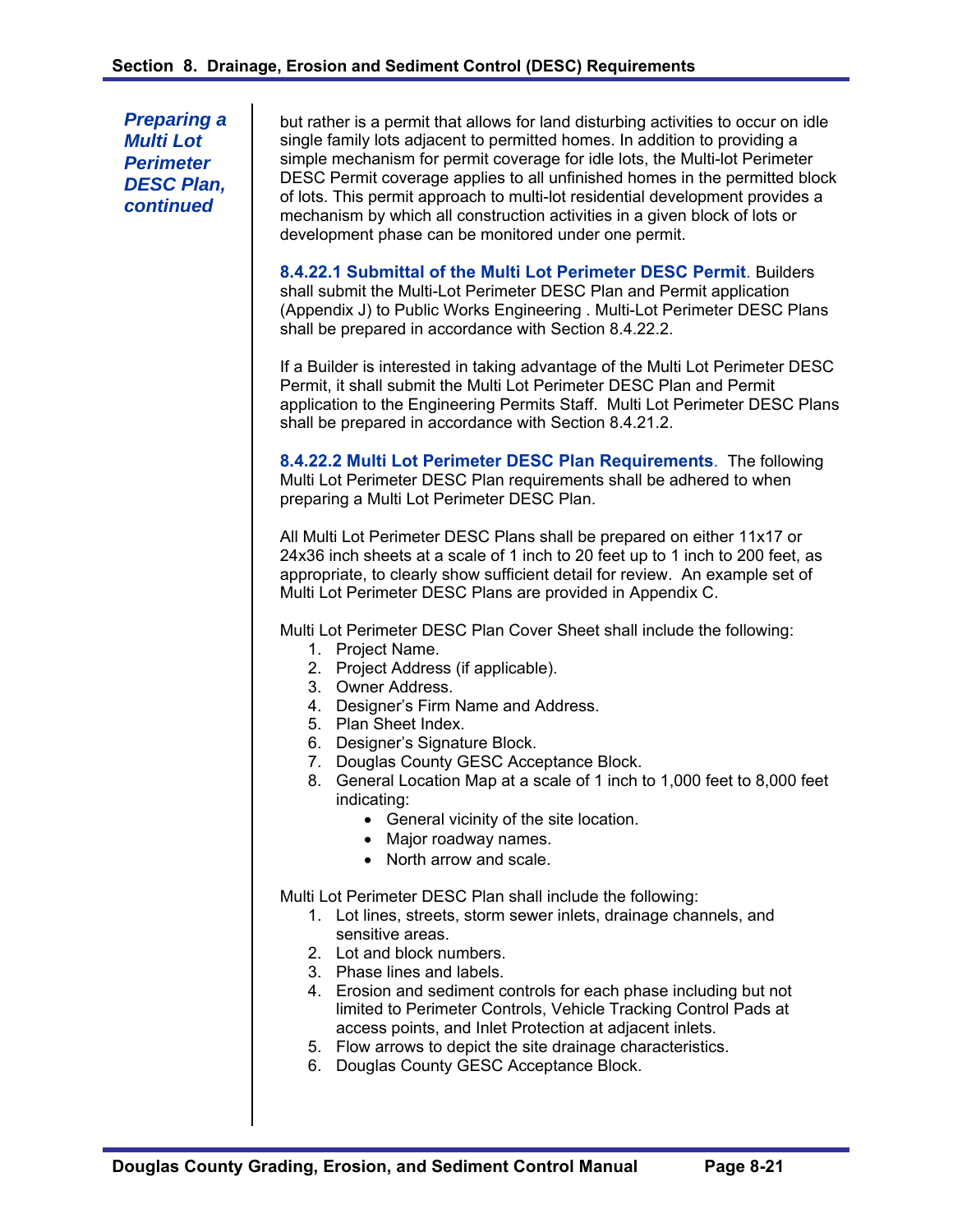### Preparing a Multi Lot Perimeter DESC Plan, continued

but rather is a permit that allows for land disturbing activities to occur on idle single family lots adjacent to permitted homes. In addition to providing a simple mechanism for permit coverage for idle lots, the Multi-lot Perimeter DESC Permit coverage applies to all unfinished homes in the permitted block of lots. This permit approach to multi-lot residential development provides a mechanism by which all construction activities in a given block of lots or development phase can be monitored under one permit.

**8.4.22.1 Submittal of the Multi Lot Perimeter DESC Permit**. Builders shall submit the Multi-Lot Perimeter DESC Plan and Permit application (Appendix J) to Public Works Engineering . Multi-Lot Perimeter DESC Plans shall be prepared in accordance with Section 8.4.22.2.

If a Builder is interested in taking advantage of the Multi Lot Perimeter DESC Permit, it shall submit the Multi Lot Perimeter DESC Plan and Permit application to the Engineering Permits Staff. Multi Lot Perimeter DESC Plans shall be prepared in accordance with Section 8.4.21.2.

**8.4.22.2 Multi Lot Perimeter DESC Plan Requirements**. The following Multi Lot Perimeter DESC Plan requirements shall be adhered to when preparing a Multi Lot Perimeter DESC Plan.

All Multi Lot Perimeter DESC Plans shall be prepared on either 11x17 or 24x36 inch sheets at a scale of 1 inch to 20 feet up to 1 inch to 200 feet, as appropriate, to clearly show sufficient detail for review. An example set of Multi Lot Perimeter DESC Plans are provided in Appendix C.

Multi Lot Perimeter DESC Plan Cover Sheet shall include the following:

1. Project Name.
2. Project Address (if applicable).
3. Owner Address.
4. Designer's Firm Name and Address.
5. Plan Sheet Index.
6. Designer's Signature Block.
7. Douglas County GESC Acceptance Block.
8. General Location Map at a scale of 1 inch to 1,000 feet to 8,000 feet indicating:
   - General vicinity of the site location.
   - Major roadway names.
   - North arrow and scale.

Multi Lot Perimeter DESC Plan shall include the following:

1. Lot lines, streets, storm sewer inlets, drainage channels, and sensitive areas.
2. Lot and block numbers.
3. Phase lines and labels.
4. Erosion and sediment controls for each phase including but not limited to Perimeter Controls, Vehicle Tracking Control Pads at access points, and Inlet Protection at adjacent inlets.
5. Flow arrows to depict the site drainage characteristics.
6. Douglas County GESC Acceptance Block.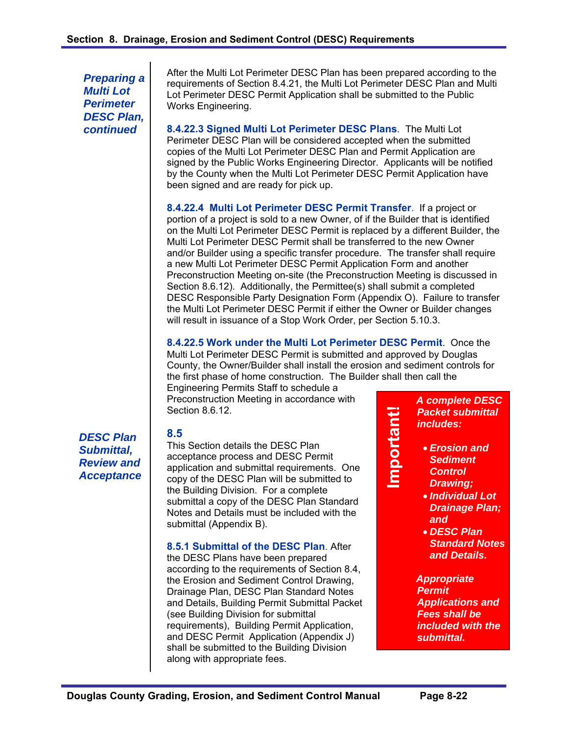***Preparing a Multi Lot Perimeter DESC Plan, continued***

After the Multi Lot Perimeter DESC Plan has been prepared according to the requirements of Section 8.4.21, the Multi Lot Perimeter DESC Plan and Multi Lot Perimeter DESC Permit Application shall be submitted to the Public Works Engineering.

**8.4.22.3 Signed Multi Lot Perimeter DESC Plans**. The Multi Lot Perimeter DESC Plan will be considered accepted when the submitted copies of the Multi Lot Perimeter DESC Plan and Permit Application are signed by the Public Works Engineering Director. Applicants will be notified by the County when the Multi Lot Perimeter DESC Permit Application have been signed and are ready for pick up.

**8.4.22.4 Multi Lot Perimeter DESC Permit Transfer**. If a project or portion of a project is sold to a new Owner, of if the Builder that is identified on the Multi Lot Perimeter DESC Permit is replaced by a different Builder, the Multi Lot Perimeter DESC Permit shall be transferred to the new Owner and/or Builder using a specific transfer procedure. The transfer shall require a new Multi Lot Perimeter DESC Permit Application Form and another Preconstruction Meeting on-site (the Preconstruction Meeting is discussed in Section 8.6.12). Additionally, the Permittee(s) shall submit a completed DESC Responsible Party Designation Form (Appendix O). Failure to transfer the Multi Lot Perimeter DESC Permit if either the Owner or Builder changes will result in issuance of a Stop Work Order, per Section 5.10.3.

**8.4.22.5 Work under the Multi Lot Perimeter DESC Permit**. Once the Multi Lot Perimeter DESC Permit is submitted and approved by Douglas County, the Owner/Builder shall install the erosion and sediment controls for the first phase of home construction. The Builder shall then call the Engineering Permits Staff to schedule a Preconstruction Meeting in accordance with Section 8.6.12.

***DESC Plan Submittal, Review and Acceptance***

## 8.5

This Section details the DESC Plan acceptance process and DESC Permit application and submittal requirements. One copy of the DESC Plan will be submitted to the Building Division. For a complete submittal a copy of the DESC Plan Standard Notes and Details must be included with the submittal (Appendix B).

**8.5.1 Submittal of the DESC Plan**. After the DESC Plans have been prepared according to the requirements of Section 8.4, the Erosion and Sediment Control Drawing, Drainage Plan, DESC Plan Standard Notes and Details, Building Permit Submittal Packet (see Building Division for submittal requirements), Building Permit Application, and DESC Permit Application (Appendix J) shall be submitted to the Building Division along with appropriate fees.

> **Important!**
>
> ***A complete DESC Packet submittal includes:***
>
> - ***Erosion and Sediment Control Drawing;***
> - ***Individual Lot Drainage Plan; and***
> - ***DESC Plan Standard Notes and Details.***
>
> ***Appropriate Permit Applications and Fees shall be included with the submittal.***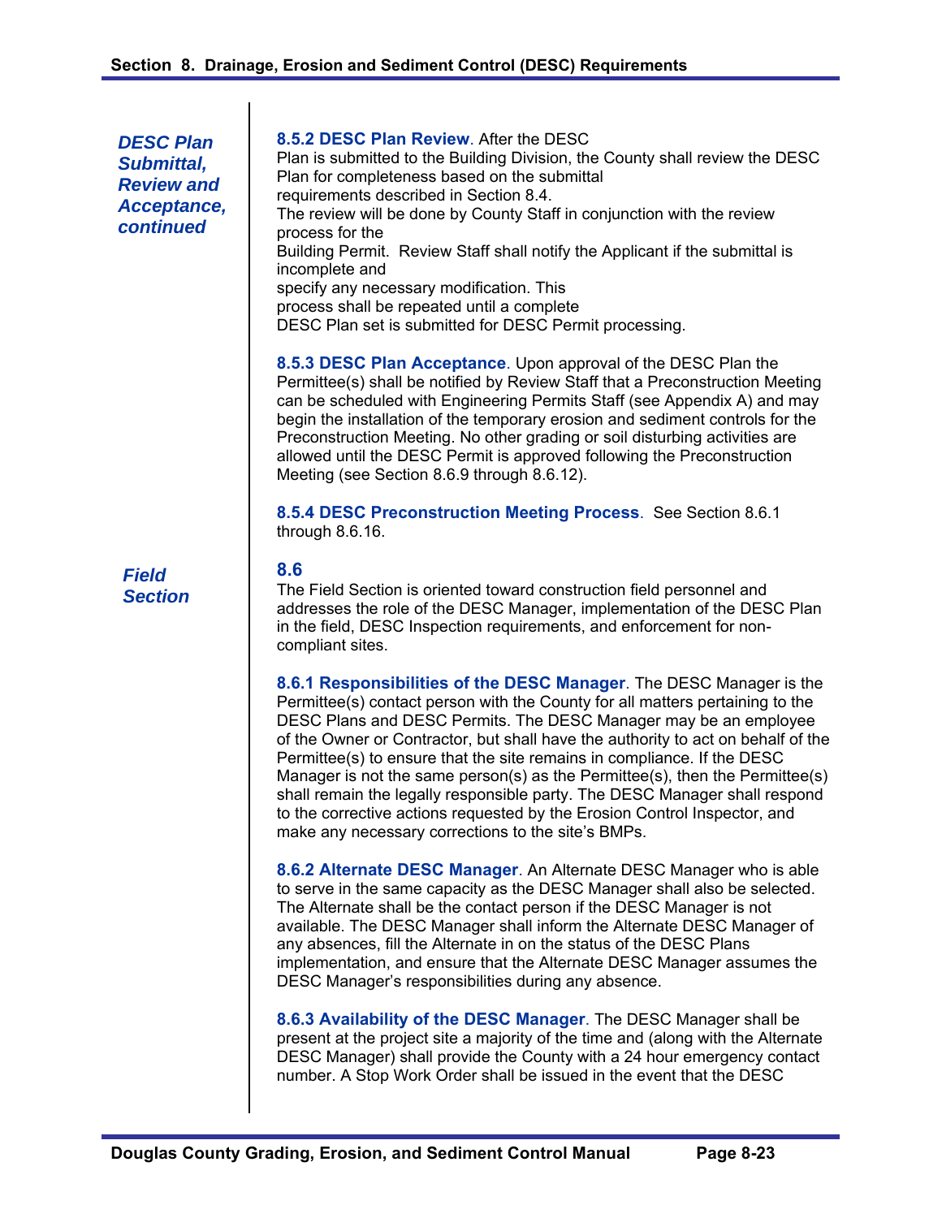*DESC Plan Submittal, Review and Acceptance, continued*

**8.5.2 DESC Plan Review**. After the DESC Plan is submitted to the Building Division, the County shall review the DESC Plan for completeness based on the submittal requirements described in Section 8.4. The review will be done by County Staff in conjunction with the review process for the Building Permit. Review Staff shall notify the Applicant if the submittal is incomplete and specify any necessary modification. This process shall be repeated until a complete DESC Plan set is submitted for DESC Permit processing.

**8.5.3 DESC Plan Acceptance**. Upon approval of the DESC Plan the Permittee(s) shall be notified by Review Staff that a Preconstruction Meeting can be scheduled with Engineering Permits Staff (see Appendix A) and may begin the installation of the temporary erosion and sediment controls for the Preconstruction Meeting. No other grading or soil disturbing activities are allowed until the DESC Permit is approved following the Preconstruction Meeting (see Section 8.6.9 through 8.6.12).

**8.5.4 DESC Preconstruction Meeting Process**. See Section 8.6.1 through 8.6.16.

*Field Section*

## 8.6

The Field Section is oriented toward construction field personnel and addresses the role of the DESC Manager, implementation of the DESC Plan in the field, DESC Inspection requirements, and enforcement for non-compliant sites.

**8.6.1 Responsibilities of the DESC Manager**. The DESC Manager is the Permittee(s) contact person with the County for all matters pertaining to the DESC Plans and DESC Permits. The DESC Manager may be an employee of the Owner or Contractor, but shall have the authority to act on behalf of the Permittee(s) to ensure that the site remains in compliance. If the DESC Manager is not the same person(s) as the Permittee(s), then the Permittee(s) shall remain the legally responsible party. The DESC Manager shall respond to the corrective actions requested by the Erosion Control Inspector, and make any necessary corrections to the site's BMPs.

**8.6.2 Alternate DESC Manager**. An Alternate DESC Manager who is able to serve in the same capacity as the DESC Manager shall also be selected. The Alternate shall be the contact person if the DESC Manager is not available. The DESC Manager shall inform the Alternate DESC Manager of any absences, fill the Alternate in on the status of the DESC Plans implementation, and ensure that the Alternate DESC Manager assumes the DESC Manager's responsibilities during any absence.

**8.6.3 Availability of the DESC Manager**. The DESC Manager shall be present at the project site a majority of the time and (along with the Alternate DESC Manager) shall provide the County with a 24 hour emergency contact number. A Stop Work Order shall be issued in the event that the DESC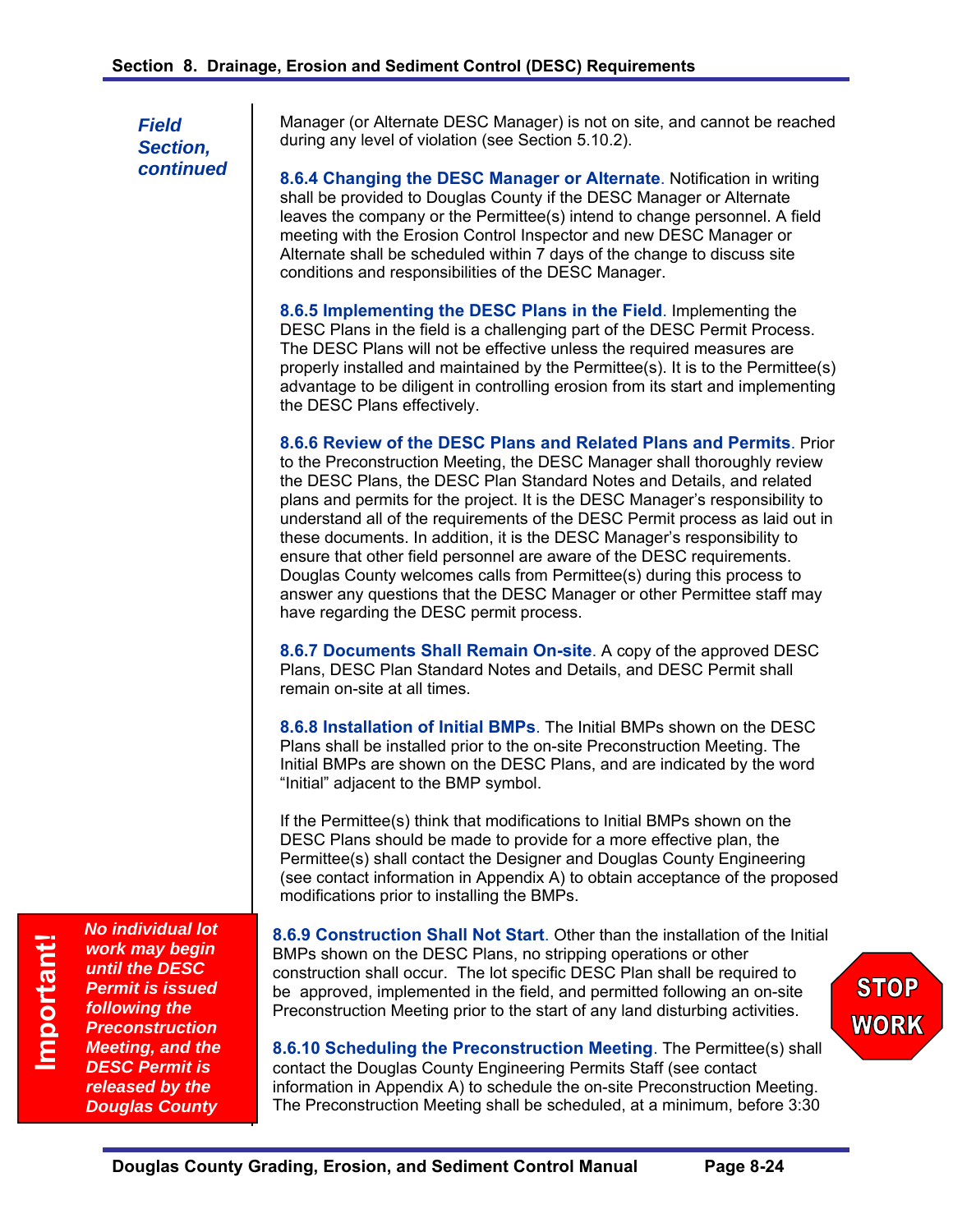*Field Section, continued*

Manager (or Alternate DESC Manager) is not on site, and cannot be reached during any level of violation (see Section 5.10.2).

**8.6.4 Changing the DESC Manager or Alternate**. Notification in writing shall be provided to Douglas County if the DESC Manager or Alternate leaves the company or the Permittee(s) intend to change personnel. A field meeting with the Erosion Control Inspector and new DESC Manager or Alternate shall be scheduled within 7 days of the change to discuss site conditions and responsibilities of the DESC Manager.

**8.6.5 Implementing the DESC Plans in the Field**. Implementing the DESC Plans in the field is a challenging part of the DESC Permit Process. The DESC Plans will not be effective unless the required measures are properly installed and maintained by the Permittee(s). It is to the Permittee(s) advantage to be diligent in controlling erosion from its start and implementing the DESC Plans effectively.

**8.6.6 Review of the DESC Plans and Related Plans and Permits**. Prior to the Preconstruction Meeting, the DESC Manager shall thoroughly review the DESC Plans, the DESC Plan Standard Notes and Details, and related plans and permits for the project. It is the DESC Manager's responsibility to understand all of the requirements of the DESC Permit process as laid out in these documents. In addition, it is the DESC Manager's responsibility to ensure that other field personnel are aware of the DESC requirements. Douglas County welcomes calls from Permittee(s) during this process to answer any questions that the DESC Manager or other Permittee staff may have regarding the DESC permit process.

**8.6.7 Documents Shall Remain On-site**. A copy of the approved DESC Plans, DESC Plan Standard Notes and Details, and DESC Permit shall remain on-site at all times.

**8.6.8 Installation of Initial BMPs**. The Initial BMPs shown on the DESC Plans shall be installed prior to the on-site Preconstruction Meeting. The Initial BMPs are shown on the DESC Plans, and are indicated by the word "Initial" adjacent to the BMP symbol.

If the Permittee(s) think that modifications to Initial BMPs shown on the DESC Plans should be made to provide for a more effective plan, the Permittee(s) shall contact the Designer and Douglas County Engineering (see contact information in Appendix A) to obtain acceptance of the proposed modifications prior to installing the BMPs.

**Important!** *No individual lot work may begin until the DESC Permit is issued following the Preconstruction Meeting, and the DESC Permit is released by the Douglas County*

**8.6.9 Construction Shall Not Start**. Other than the installation of the Initial BMPs shown on the DESC Plans, no stripping operations or other construction shall occur. The lot specific DESC Plan shall be required to be approved, implemented in the field, and permitted following an on-site Preconstruction Meeting prior to the start of any land disturbing activities.

STOP WORK

**8.6.10 Scheduling the Preconstruction Meeting**. The Permittee(s) shall contact the Douglas County Engineering Permits Staff (see contact information in Appendix A) to schedule the on-site Preconstruction Meeting. The Preconstruction Meeting shall be scheduled, at a minimum, before 3:30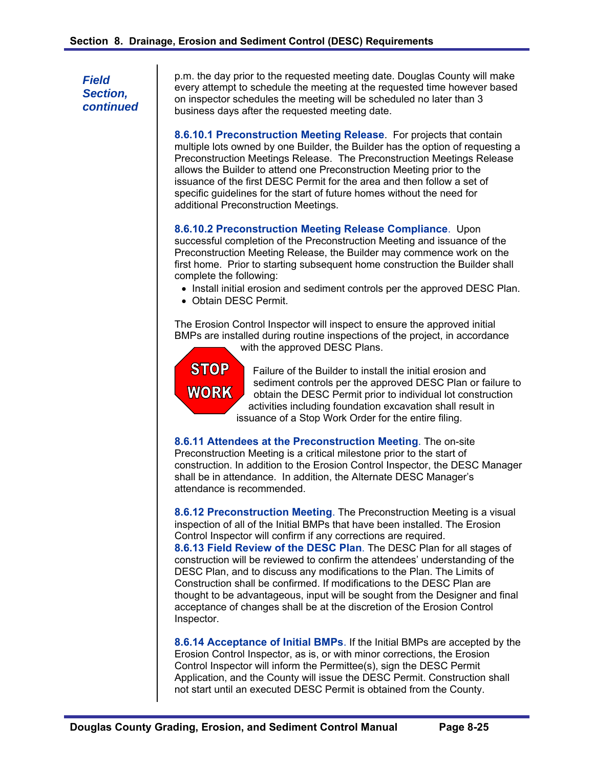*Field Section, continued*

p.m. the day prior to the requested meeting date. Douglas County will make every attempt to schedule the meeting at the requested time however based on inspector schedules the meeting will be scheduled no later than 3 business days after the requested meeting date.

**8.6.10.1 Preconstruction Meeting Release**. For projects that contain multiple lots owned by one Builder, the Builder has the option of requesting a Preconstruction Meetings Release. The Preconstruction Meetings Release allows the Builder to attend one Preconstruction Meeting prior to the issuance of the first DESC Permit for the area and then follow a set of specific guidelines for the start of future homes without the need for additional Preconstruction Meetings.

**8.6.10.2 Preconstruction Meeting Release Compliance**. Upon successful completion of the Preconstruction Meeting and issuance of the Preconstruction Meeting Release, the Builder may commence work on the first home. Prior to starting subsequent home construction the Builder shall complete the following:

- Install initial erosion and sediment controls per the approved DESC Plan.
- Obtain DESC Permit.

The Erosion Control Inspector will inspect to ensure the approved initial BMPs are installed during routine inspections of the project, in accordance with the approved DESC Plans.

STOP WORK

Failure of the Builder to install the initial erosion and sediment controls per the approved DESC Plan or failure to obtain the DESC Permit prior to individual lot construction activities including foundation excavation shall result in issuance of a Stop Work Order for the entire filing.

**8.6.11 Attendees at the Preconstruction Meeting**. The on-site Preconstruction Meeting is a critical milestone prior to the start of construction. In addition to the Erosion Control Inspector, the DESC Manager shall be in attendance. In addition, the Alternate DESC Manager's attendance is recommended.

**8.6.12 Preconstruction Meeting**. The Preconstruction Meeting is a visual inspection of all of the Initial BMPs that have been installed. The Erosion Control Inspector will confirm if any corrections are required.

**8.6.13 Field Review of the DESC Plan**. The DESC Plan for all stages of construction will be reviewed to confirm the attendees' understanding of the DESC Plan, and to discuss any modifications to the Plan. The Limits of Construction shall be confirmed. If modifications to the DESC Plan are thought to be advantageous, input will be sought from the Designer and final acceptance of changes shall be at the discretion of the Erosion Control Inspector.

**8.6.14 Acceptance of Initial BMPs**. If the Initial BMPs are accepted by the Erosion Control Inspector, as is, or with minor corrections, the Erosion Control Inspector will inform the Permittee(s), sign the DESC Permit Application, and the County will issue the DESC Permit. Construction shall not start until an executed DESC Permit is obtained from the County.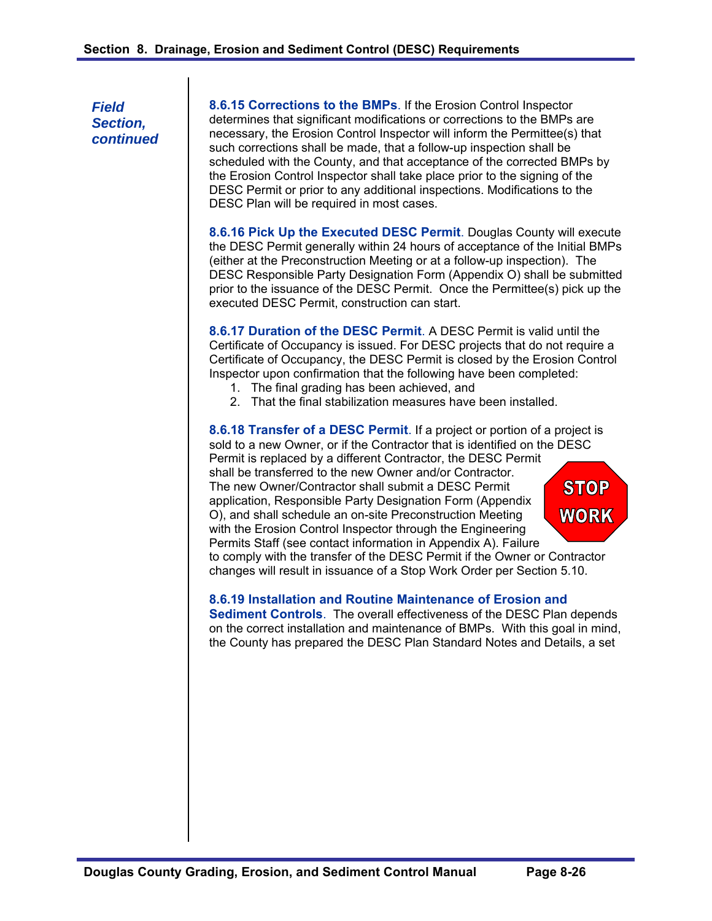*Field Section, continued*

**8.6.15 Corrections to the BMPs**. If the Erosion Control Inspector determines that significant modifications or corrections to the BMPs are necessary, the Erosion Control Inspector will inform the Permittee(s) that such corrections shall be made, that a follow-up inspection shall be scheduled with the County, and that acceptance of the corrected BMPs by the Erosion Control Inspector shall take place prior to the signing of the DESC Permit or prior to any additional inspections. Modifications to the DESC Plan will be required in most cases.

**8.6.16 Pick Up the Executed DESC Permit**. Douglas County will execute the DESC Permit generally within 24 hours of acceptance of the Initial BMPs (either at the Preconstruction Meeting or at a follow-up inspection). The DESC Responsible Party Designation Form (Appendix O) shall be submitted prior to the issuance of the DESC Permit. Once the Permittee(s) pick up the executed DESC Permit, construction can start.

**8.6.17 Duration of the DESC Permit**. A DESC Permit is valid until the Certificate of Occupancy is issued. For DESC projects that do not require a Certificate of Occupancy, the DESC Permit is closed by the Erosion Control Inspector upon confirmation that the following have been completed:

1. The final grading has been achieved, and
2. That the final stabilization measures have been installed.

**8.6.18 Transfer of a DESC Permit**. If a project or portion of a project is sold to a new Owner, or if the Contractor that is identified on the DESC Permit is replaced by a different Contractor, the DESC Permit shall be transferred to the new Owner and/or Contractor. The new Owner/Contractor shall submit a DESC Permit application, Responsible Party Designation Form (Appendix O), and shall schedule an on-site Preconstruction Meeting with the Erosion Control Inspector through the Engineering Permits Staff (see contact information in Appendix A). Failure to comply with the transfer of the DESC Permit if the Owner or Contractor changes will result in issuance of a Stop Work Order per Section 5.10.

STOP WORK

**8.6.19 Installation and Routine Maintenance of Erosion and Sediment Controls**. The overall effectiveness of the DESC Plan depends on the correct installation and maintenance of BMPs. With this goal in mind, the County has prepared the DESC Plan Standard Notes and Details, a set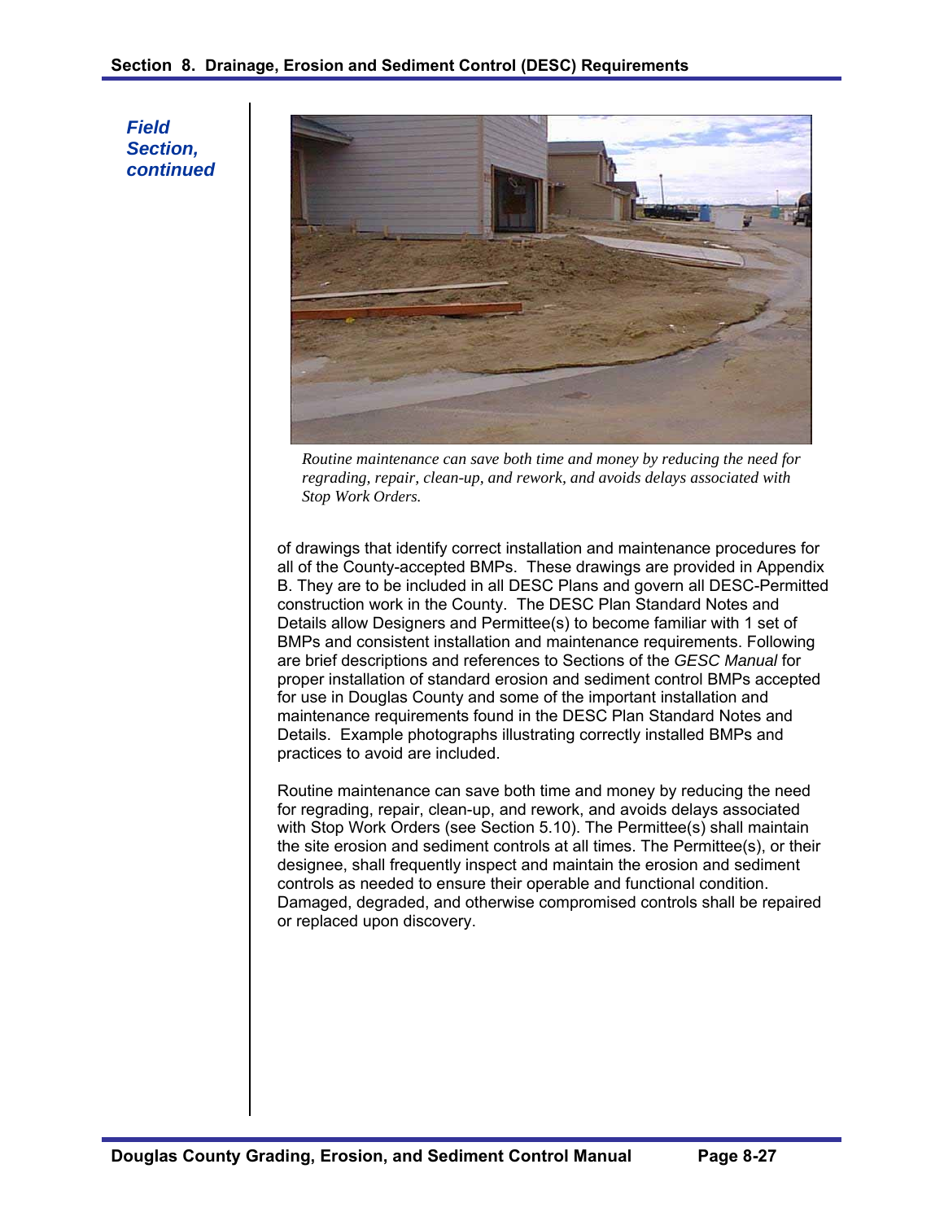*Field Section, continued*

*Routine maintenance can save both time and money by reducing the need for regrading, repair, clean-up, and rework, and avoids delays associated with Stop Work Orders.*

of drawings that identify correct installation and maintenance procedures for all of the County-accepted BMPs. These drawings are provided in Appendix B. They are to be included in all DESC Plans and govern all DESC-Permitted construction work in the County. The DESC Plan Standard Notes and Details allow Designers and Permittee(s) to become familiar with 1 set of BMPs and consistent installation and maintenance requirements. Following are brief descriptions and references to Sections of the *GESC Manual* for proper installation of standard erosion and sediment control BMPs accepted for use in Douglas County and some of the important installation and maintenance requirements found in the DESC Plan Standard Notes and Details. Example photographs illustrating correctly installed BMPs and practices to avoid are included.

Routine maintenance can save both time and money by reducing the need for regrading, repair, clean-up, and rework, and avoids delays associated with Stop Work Orders (see Section 5.10). The Permittee(s) shall maintain the site erosion and sediment controls at all times. The Permittee(s), or their designee, shall frequently inspect and maintain the erosion and sediment controls as needed to ensure their operable and functional condition. Damaged, degraded, and otherwise compromised controls shall be repaired or replaced upon discovery.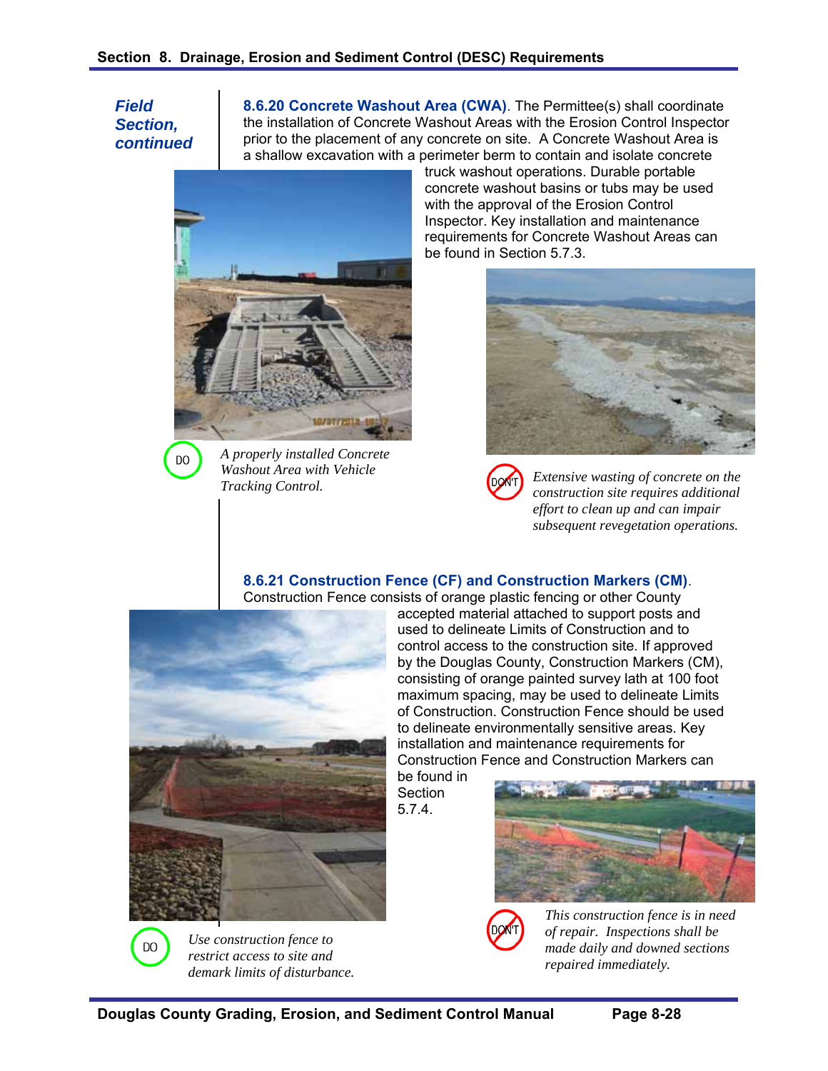*Field Section, continued*

**8.6.20 Concrete Washout Area (CWA)**. The Permittee(s) shall coordinate the installation of Concrete Washout Areas with the Erosion Control Inspector prior to the placement of any concrete on site. A Concrete Washout Area is a shallow excavation with a perimeter berm to contain and isolate concrete truck washout operations. Durable portable concrete washout basins or tubs may be used with the approval of the Erosion Control Inspector. Key installation and maintenance requirements for Concrete Washout Areas can be found in Section 5.7.3.

DO — *A properly installed Concrete Washout Area with Vehicle Tracking Control.*

DON'T — *Extensive wasting of concrete on the construction site requires additional effort to clean up and can impair subsequent revegetation operations.*

**8.6.21 Construction Fence (CF) and Construction Markers (CM)**. Construction Fence consists of orange plastic fencing or other County accepted material attached to support posts and used to delineate Limits of Construction and to control access to the construction site. If approved by the Douglas County, Construction Markers (CM), consisting of orange painted survey lath at 100 foot maximum spacing, may be used to delineate Limits of Construction. Construction Fence should be used to delineate environmentally sensitive areas. Key installation and maintenance requirements for Construction Fence and Construction Markers can be found in Section 5.7.4.

DO — *Use construction fence to restrict access to site and demark limits of disturbance.*

DON'T — *This construction fence is in need of repair. Inspections shall be made daily and downed sections repaired immediately.*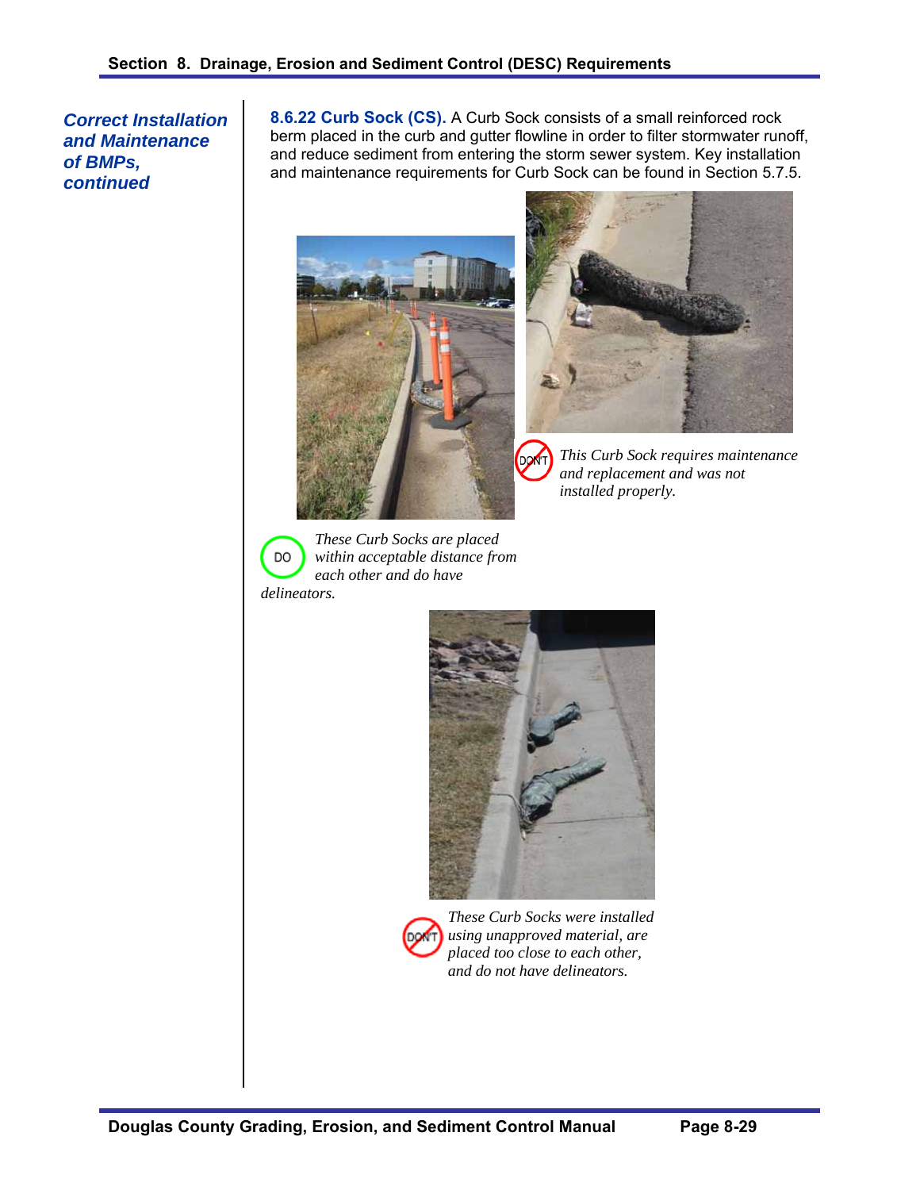*Correct Installation and Maintenance of BMPs, continued*

**8.6.22 Curb Sock (CS).** A Curb Sock consists of a small reinforced rock berm placed in the curb and gutter flowline in order to filter stormwater runoff, and reduce sediment from entering the storm sewer system. Key installation and maintenance requirements for Curb Sock can be found in Section 5.7.5.

DON'T *This Curb Sock requires maintenance and replacement and was not installed properly.*

DO *These Curb Socks are placed within acceptable distance from each other and do have delineators.*

DON'T *These Curb Socks were installed using unapproved material, are placed too close to each other, and do not have delineators.*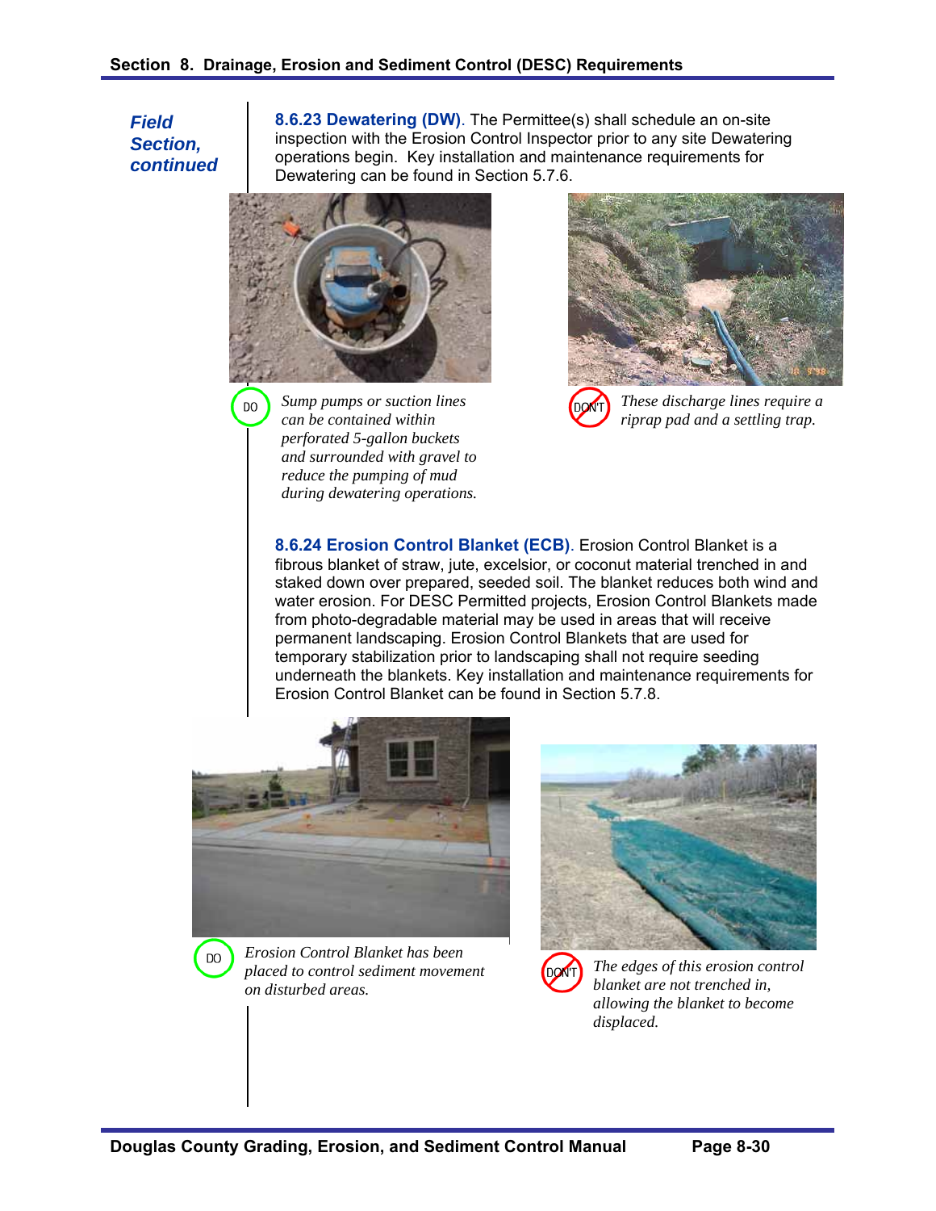*Field Section, continued*

**8.6.23 Dewatering (DW)**. The Permittee(s) shall schedule an on-site inspection with the Erosion Control Inspector prior to any site Dewatering operations begin. Key installation and maintenance requirements for Dewatering can be found in Section 5.7.6.

DO *Sump pumps or suction lines can be contained within perforated 5-gallon buckets and surrounded with gravel to reduce the pumping of mud during dewatering operations.*

DON'T *These discharge lines require a riprap pad and a settling trap.*

**8.6.24 Erosion Control Blanket (ECB)**. Erosion Control Blanket is a fibrous blanket of straw, jute, excelsior, or coconut material trenched in and staked down over prepared, seeded soil. The blanket reduces both wind and water erosion. For DESC Permitted projects, Erosion Control Blankets made from photo-degradable material may be used in areas that will receive permanent landscaping. Erosion Control Blankets that are used for temporary stabilization prior to landscaping shall not require seeding underneath the blankets. Key installation and maintenance requirements for Erosion Control Blanket can be found in Section 5.7.8.

DO *Erosion Control Blanket has been placed to control sediment movement on disturbed areas.*

DON'T *The edges of this erosion control blanket are not trenched in, allowing the blanket to become displaced.*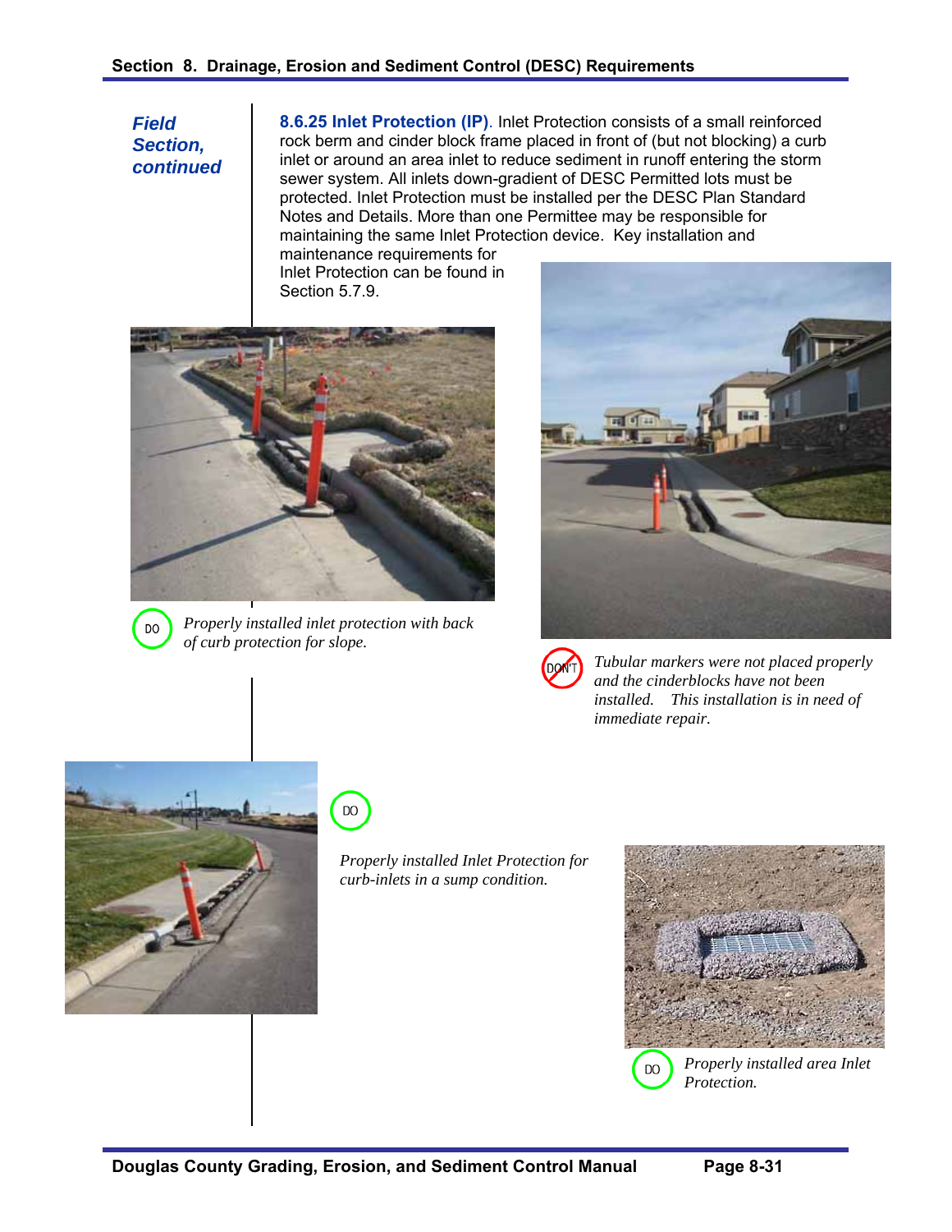*Field Section, continued*

**8.6.25 Inlet Protection (IP)**. Inlet Protection consists of a small reinforced rock berm and cinder block frame placed in front of (but not blocking) a curb inlet or around an area inlet to reduce sediment in runoff entering the storm sewer system. All inlets down-gradient of DESC Permitted lots must be protected. Inlet Protection must be installed per the DESC Plan Standard Notes and Details. More than one Permittee may be responsible for maintaining the same Inlet Protection device. Key installation and maintenance requirements for Inlet Protection can be found in Section 5.7.9.

DO *Properly installed inlet protection with back of curb protection for slope.*

DON'T *Tubular markers were not placed properly and the cinderblocks have not been installed. This installation is in need of immediate repair.*

DO *Properly installed Inlet Protection for curb-inlets in a sump condition.*

DO *Properly installed area Inlet Protection.*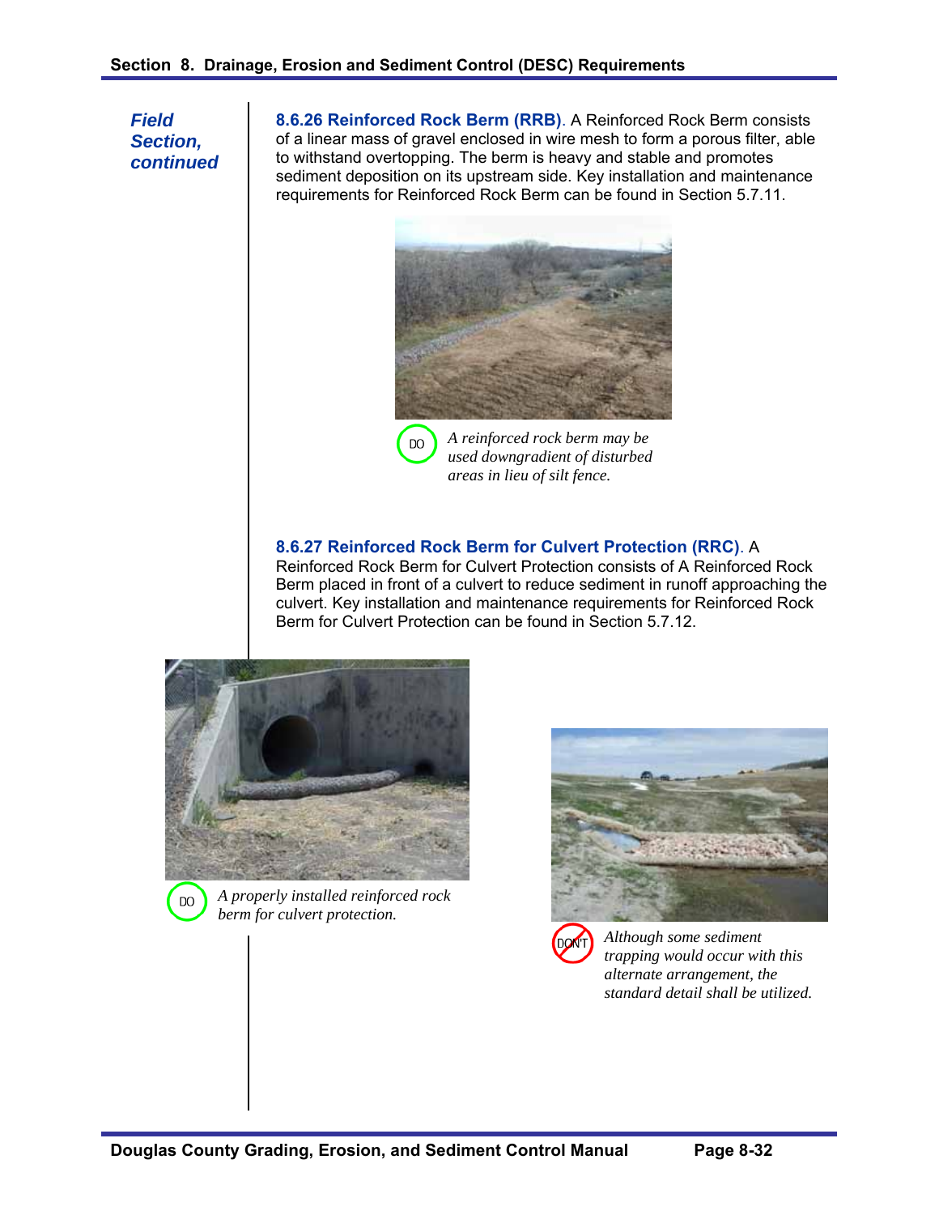*Field Section, continued*

**8.6.26 Reinforced Rock Berm (RRB)**. A Reinforced Rock Berm consists of a linear mass of gravel enclosed in wire mesh to form a porous filter, able to withstand overtopping. The berm is heavy and stable and promotes sediment deposition on its upstream side. Key installation and maintenance requirements for Reinforced Rock Berm can be found in Section 5.7.11.

DO *A reinforced rock berm may be used downgradient of disturbed areas in lieu of silt fence.*

**8.6.27 Reinforced Rock Berm for Culvert Protection (RRC)**. A Reinforced Rock Berm for Culvert Protection consists of A Reinforced Rock Berm placed in front of a culvert to reduce sediment in runoff approaching the culvert. Key installation and maintenance requirements for Reinforced Rock Berm for Culvert Protection can be found in Section 5.7.12.

DO *A properly installed reinforced rock berm for culvert protection.*

DON'T *Although some sediment trapping would occur with this alternate arrangement, the standard detail shall be utilized.*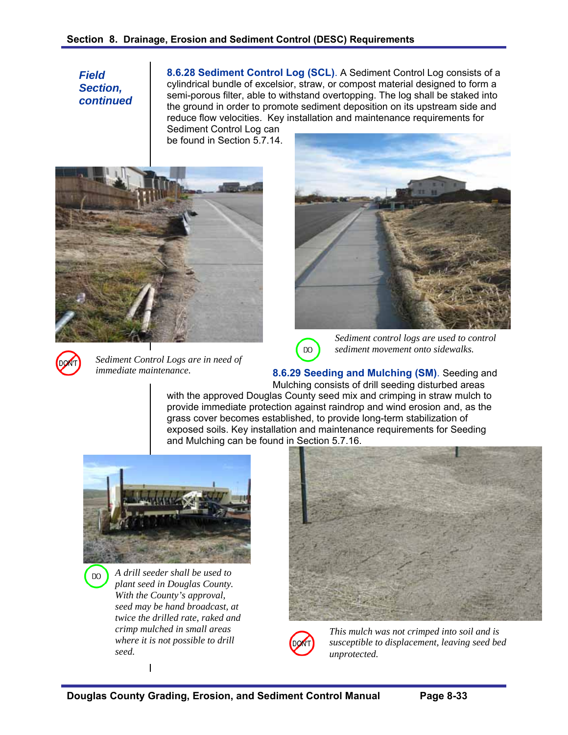*Field Section, continued*

**8.6.28 Sediment Control Log (SCL).** A Sediment Control Log consists of a cylindrical bundle of excelsior, straw, or compost material designed to form a semi-porous filter, able to withstand overtopping. The log shall be staked into the ground in order to promote sediment deposition on its upstream side and reduce flow velocities. Key installation and maintenance requirements for Sediment Control Log can be found in Section 5.7.14.

DON'T — *Sediment Control Logs are in need of immediate maintenance.*

DO — *Sediment control logs are used to control sediment movement onto sidewalks.*

**8.6.29 Seeding and Mulching (SM).** Seeding and Mulching consists of drill seeding disturbed areas with the approved Douglas County seed mix and crimping in straw mulch to provide immediate protection against raindrop and wind erosion and, as the grass cover becomes established, to provide long-term stabilization of exposed soils. Key installation and maintenance requirements for Seeding and Mulching can be found in Section 5.7.16.

DO — *A drill seeder shall be used to plant seed in Douglas County. With the County's approval, seed may be hand broadcast, at twice the drilled rate, raked and crimp mulched in small areas where it is not possible to drill seed.*

DON'T — *This mulch was not crimped into soil and is susceptible to displacement, leaving seed bed unprotected.*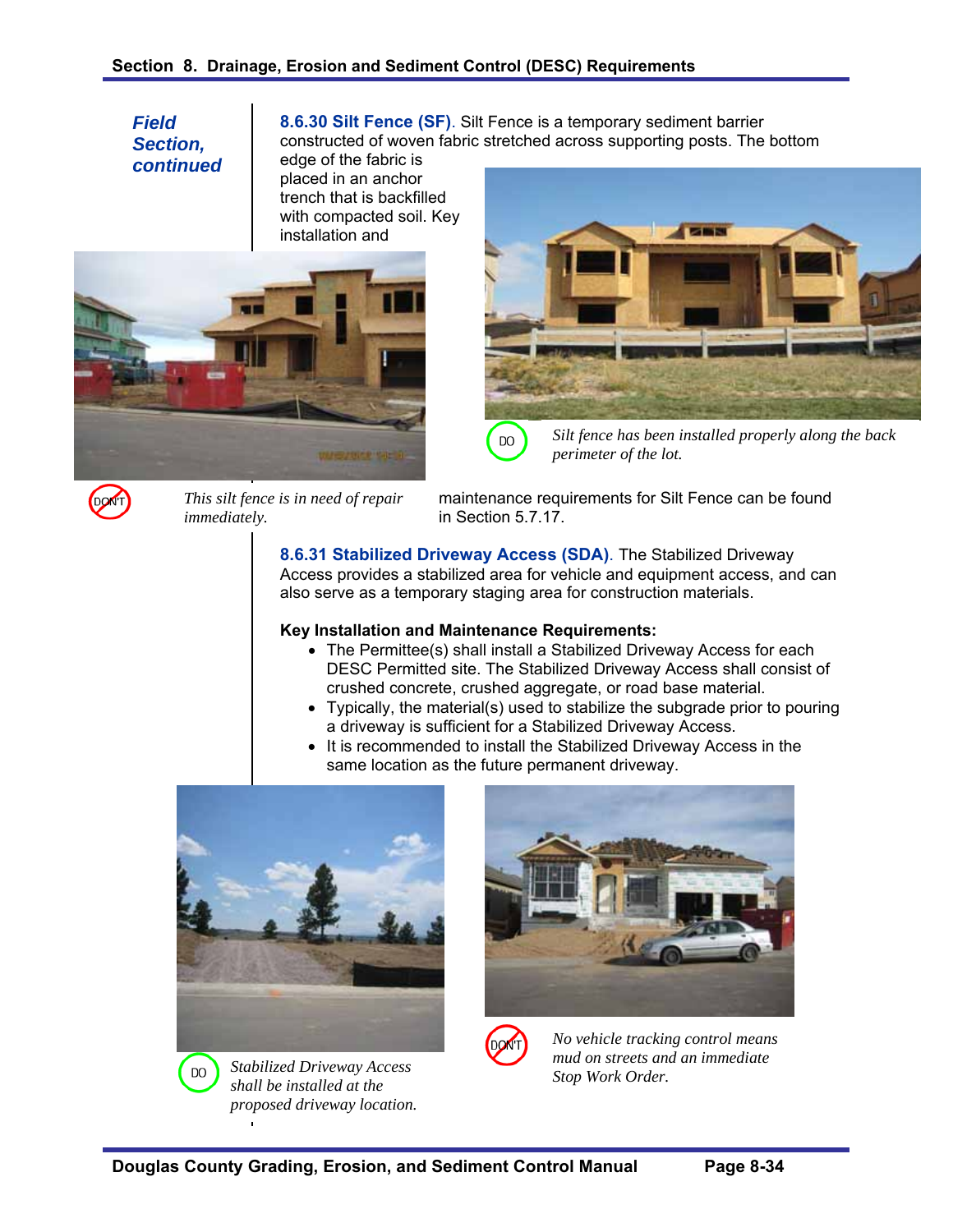*Field Section, continued*

**8.6.30 Silt Fence (SF)**. Silt Fence is a temporary sediment barrier constructed of woven fabric stretched across supporting posts. The bottom edge of the fabric is placed in an anchor trench that is backfilled with compacted soil. Key installation and maintenance requirements for Silt Fence can be found in Section 5.7.17.

DON'T — *This silt fence is in need of repair immediately.*

DO — *Silt fence has been installed properly along the back perimeter of the lot.*

**8.6.31 Stabilized Driveway Access (SDA)**. The Stabilized Driveway Access provides a stabilized area for vehicle and equipment access, and can also serve as a temporary staging area for construction materials.

**Key Installation and Maintenance Requirements:**

- The Permittee(s) shall install a Stabilized Driveway Access for each DESC Permitted site. The Stabilized Driveway Access shall consist of crushed concrete, crushed aggregate, or road base material.
- Typically, the material(s) used to stabilize the subgrade prior to pouring a driveway is sufficient for a Stabilized Driveway Access.
- It is recommended to install the Stabilized Driveway Access in the same location as the future permanent driveway.

DO — *Stabilized Driveway Access shall be installed at the proposed driveway location.*

DON'T — *No vehicle tracking control means mud on streets and an immediate Stop Work Order.*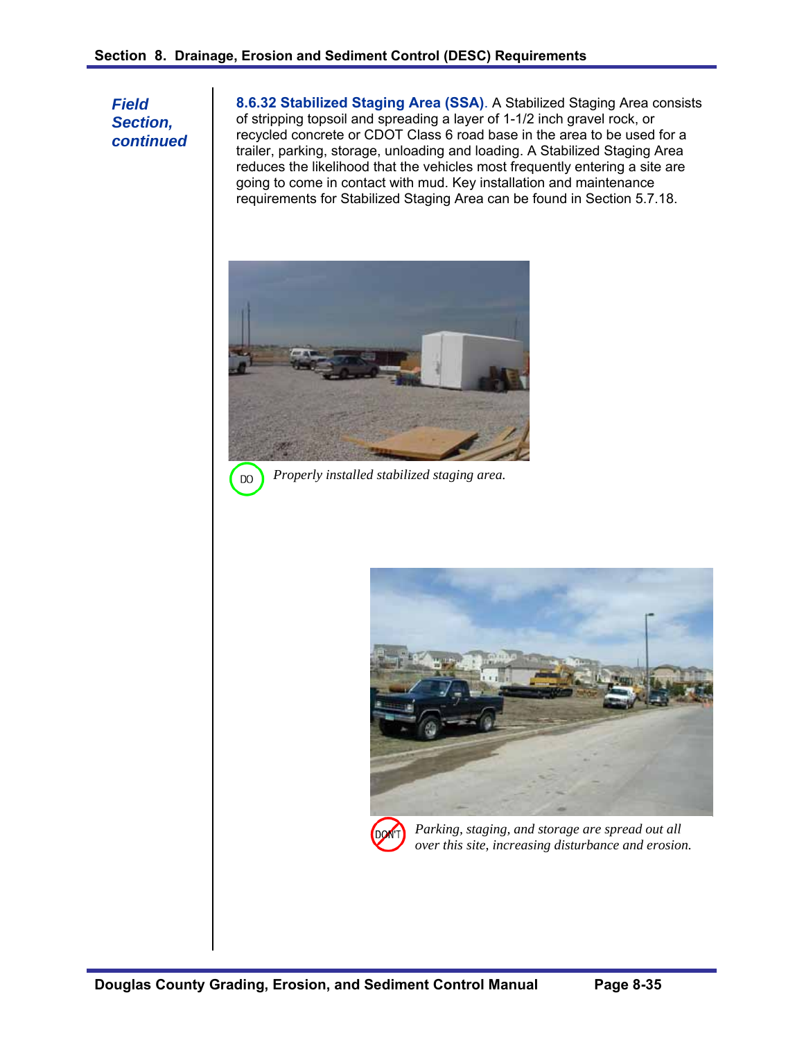*Field Section, continued*

**8.6.32 Stabilized Staging Area (SSA)**. A Stabilized Staging Area consists of stripping topsoil and spreading a layer of 1-1/2 inch gravel rock, or recycled concrete or CDOT Class 6 road base in the area to be used for a trailer, parking, storage, unloading and loading. A Stabilized Staging Area reduces the likelihood that the vehicles most frequently entering a site are going to come in contact with mud. Key installation and maintenance requirements for Stabilized Staging Area can be found in Section 5.7.18.

DO *Properly installed stabilized staging area.*

DON'T *Parking, staging, and storage are spread out all over this site, increasing disturbance and erosion.*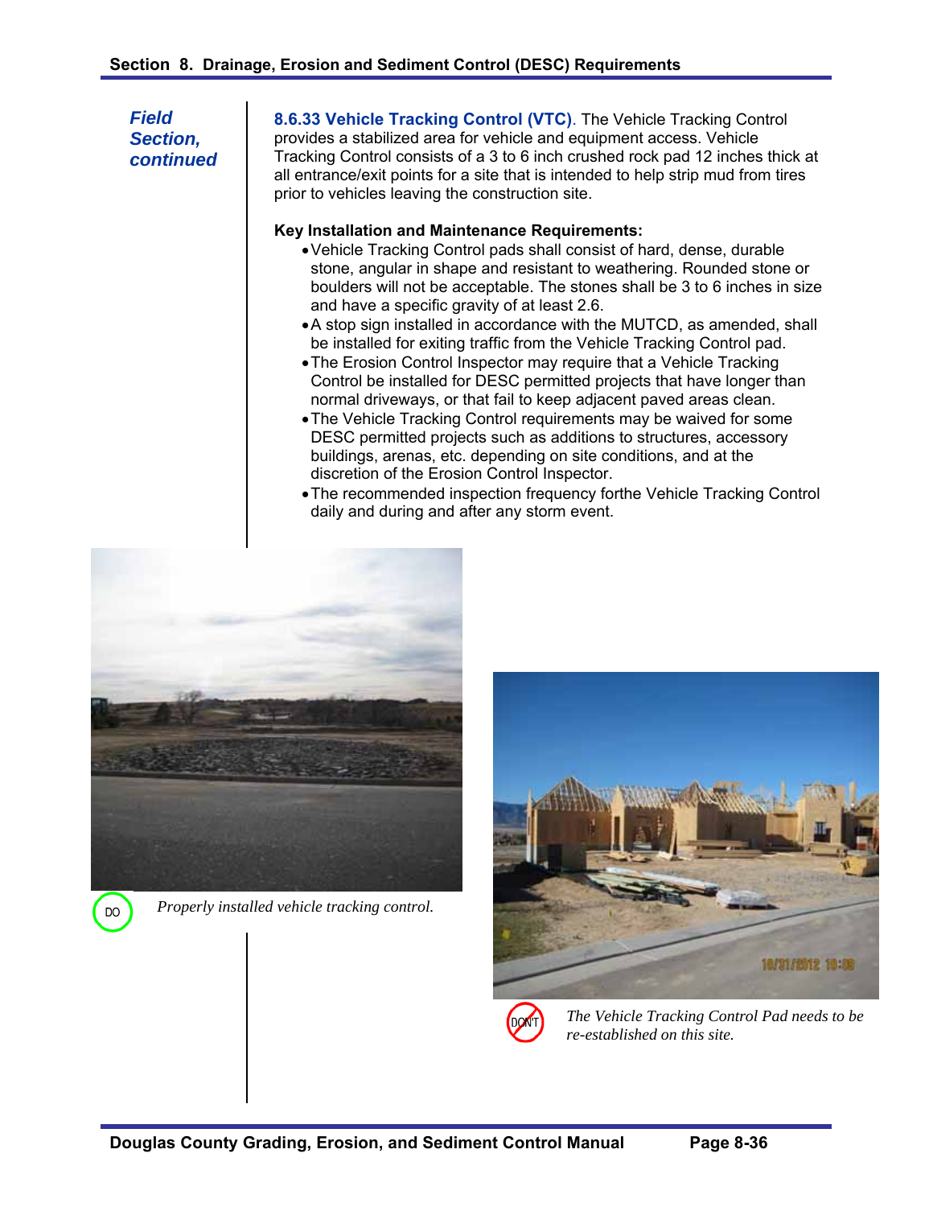*Field Section, continued*

**8.6.33 Vehicle Tracking Control (VTC)**. The Vehicle Tracking Control provides a stabilized area for vehicle and equipment access. Vehicle Tracking Control consists of a 3 to 6 inch crushed rock pad 12 inches thick at all entrance/exit points for a site that is intended to help strip mud from tires prior to vehicles leaving the construction site.

**Key Installation and Maintenance Requirements:**

- Vehicle Tracking Control pads shall consist of hard, dense, durable stone, angular in shape and resistant to weathering. Rounded stone or boulders will not be acceptable. The stones shall be 3 to 6 inches in size and have a specific gravity of at least 2.6.
- A stop sign installed in accordance with the MUTCD, as amended, shall be installed for exiting traffic from the Vehicle Tracking Control pad.
- The Erosion Control Inspector may require that a Vehicle Tracking Control be installed for DESC permitted projects that have longer than normal driveways, or that fail to keep adjacent paved areas clean.
- The Vehicle Tracking Control requirements may be waived for some DESC permitted projects such as additions to structures, accessory buildings, arenas, etc. depending on site conditions, and at the discretion of the Erosion Control Inspector.
- The recommended inspection frequency forthe Vehicle Tracking Control daily and during and after any storm event.

DO *Properly installed vehicle tracking control.*

DON'T *The Vehicle Tracking Control Pad needs to be re-established on this site.*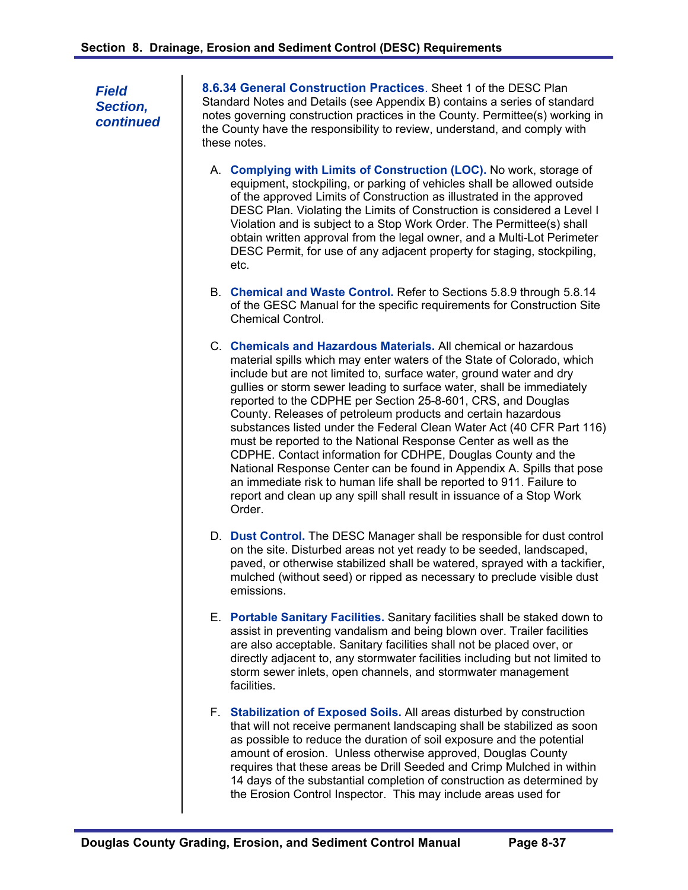*Field Section, continued*

**8.6.34 General Construction Practices**. Sheet 1 of the DESC Plan Standard Notes and Details (see Appendix B) contains a series of standard notes governing construction practices in the County. Permittee(s) working in the County have the responsibility to review, understand, and comply with these notes.

A. **Complying with Limits of Construction (LOC).** No work, storage of equipment, stockpiling, or parking of vehicles shall be allowed outside of the approved Limits of Construction as illustrated in the approved DESC Plan. Violating the Limits of Construction is considered a Level I Violation and is subject to a Stop Work Order. The Permittee(s) shall obtain written approval from the legal owner, and a Multi-Lot Perimeter DESC Permit, for use of any adjacent property for staging, stockpiling, etc.

B. **Chemical and Waste Control.** Refer to Sections 5.8.9 through 5.8.14 of the GESC Manual for the specific requirements for Construction Site Chemical Control.

C. **Chemicals and Hazardous Materials.** All chemical or hazardous material spills which may enter waters of the State of Colorado, which include but are not limited to, surface water, ground water and dry gullies or storm sewer leading to surface water, shall be immediately reported to the CDPHE per Section 25-8-601, CRS, and Douglas County. Releases of petroleum products and certain hazardous substances listed under the Federal Clean Water Act (40 CFR Part 116) must be reported to the National Response Center as well as the CDPHE. Contact information for CDHPE, Douglas County and the National Response Center can be found in Appendix A. Spills that pose an immediate risk to human life shall be reported to 911. Failure to report and clean up any spill shall result in issuance of a Stop Work Order.

D. **Dust Control.** The DESC Manager shall be responsible for dust control on the site. Disturbed areas not yet ready to be seeded, landscaped, paved, or otherwise stabilized shall be watered, sprayed with a tackifier, mulched (without seed) or ripped as necessary to preclude visible dust emissions.

E. **Portable Sanitary Facilities.** Sanitary facilities shall be staked down to assist in preventing vandalism and being blown over. Trailer facilities are also acceptable. Sanitary facilities shall not be placed over, or directly adjacent to, any stormwater facilities including but not limited to storm sewer inlets, open channels, and stormwater management facilities.

F. **Stabilization of Exposed Soils.** All areas disturbed by construction that will not receive permanent landscaping shall be stabilized as soon as possible to reduce the duration of soil exposure and the potential amount of erosion. Unless otherwise approved, Douglas County requires that these areas be Drill Seeded and Crimp Mulched in within 14 days of the substantial completion of construction as determined by the Erosion Control Inspector. This may include areas used for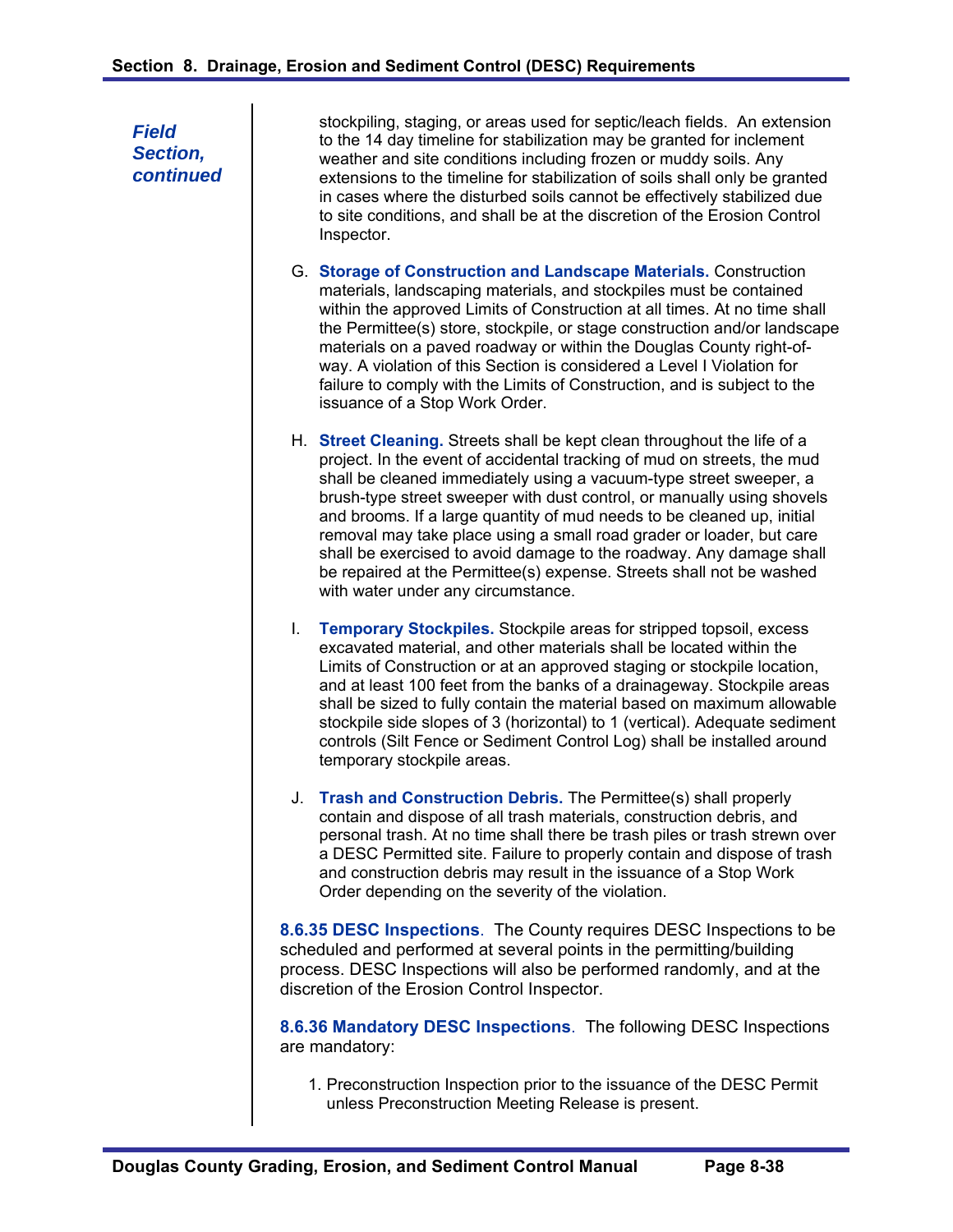*Field Section, continued*

stockpiling, staging, or areas used for septic/leach fields. An extension to the 14 day timeline for stabilization may be granted for inclement weather and site conditions including frozen or muddy soils. Any extensions to the timeline for stabilization of soils shall only be granted in cases where the disturbed soils cannot be effectively stabilized due to site conditions, and shall be at the discretion of the Erosion Control Inspector.

G. **Storage of Construction and Landscape Materials.** Construction materials, landscaping materials, and stockpiles must be contained within the approved Limits of Construction at all times. At no time shall the Permittee(s) store, stockpile, or stage construction and/or landscape materials on a paved roadway or within the Douglas County right-of-way. A violation of this Section is considered a Level I Violation for failure to comply with the Limits of Construction, and is subject to the issuance of a Stop Work Order.

H. **Street Cleaning.** Streets shall be kept clean throughout the life of a project. In the event of accidental tracking of mud on streets, the mud shall be cleaned immediately using a vacuum-type street sweeper, a brush-type street sweeper with dust control, or manually using shovels and brooms. If a large quantity of mud needs to be cleaned up, initial removal may take place using a small road grader or loader, but care shall be exercised to avoid damage to the roadway. Any damage shall be repaired at the Permittee(s) expense. Streets shall not be washed with water under any circumstance.

I. **Temporary Stockpiles.** Stockpile areas for stripped topsoil, excess excavated material, and other materials shall be located within the Limits of Construction or at an approved staging or stockpile location, and at least 100 feet from the banks of a drainageway. Stockpile areas shall be sized to fully contain the material based on maximum allowable stockpile side slopes of 3 (horizontal) to 1 (vertical). Adequate sediment controls (Silt Fence or Sediment Control Log) shall be installed around temporary stockpile areas.

J. **Trash and Construction Debris.** The Permittee(s) shall properly contain and dispose of all trash materials, construction debris, and personal trash. At no time shall there be trash piles or trash strewn over a DESC Permitted site. Failure to properly contain and dispose of trash and construction debris may result in the issuance of a Stop Work Order depending on the severity of the violation.

**8.6.35 DESC Inspections**. The County requires DESC Inspections to be scheduled and performed at several points in the permitting/building process. DESC Inspections will also be performed randomly, and at the discretion of the Erosion Control Inspector.

**8.6.36 Mandatory DESC Inspections**. The following DESC Inspections are mandatory:

1. Preconstruction Inspection prior to the issuance of the DESC Permit unless Preconstruction Meeting Release is present.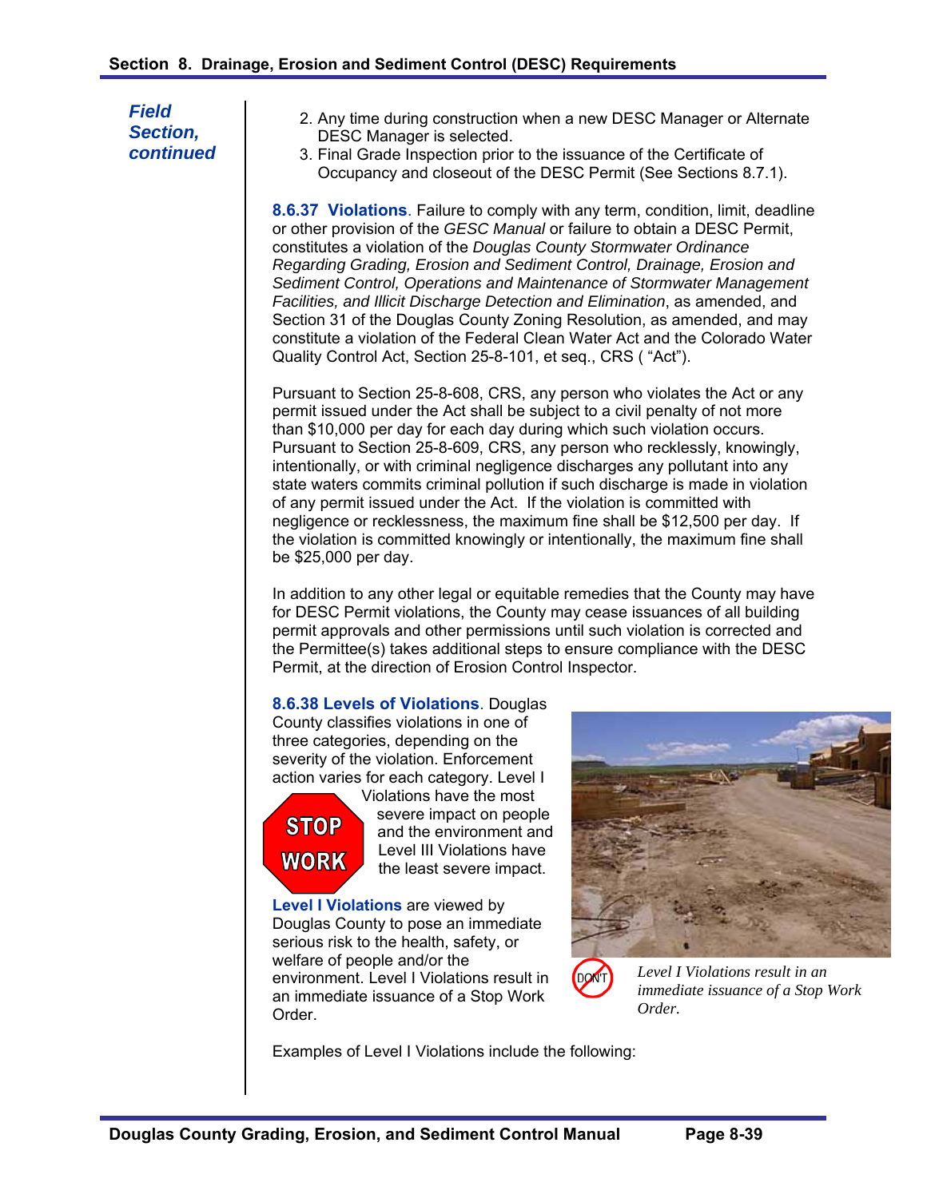*Field Section, continued*

2. Any time during construction when a new DESC Manager or Alternate DESC Manager is selected.
3. Final Grade Inspection prior to the issuance of the Certificate of Occupancy and closeout of the DESC Permit (See Sections 8.7.1).

**8.6.37 Violations**. Failure to comply with any term, condition, limit, deadline or other provision of the *GESC Manual* or failure to obtain a DESC Permit, constitutes a violation of the *Douglas County Stormwater Ordinance Regarding Grading, Erosion and Sediment Control, Drainage, Erosion and Sediment Control, Operations and Maintenance of Stormwater Management Facilities, and Illicit Discharge Detection and Elimination*, as amended, and Section 31 of the Douglas County Zoning Resolution, as amended, and may constitute a violation of the Federal Clean Water Act and the Colorado Water Quality Control Act, Section 25-8-101, et seq., CRS ( "Act").

Pursuant to Section 25-8-608, CRS, any person who violates the Act or any permit issued under the Act shall be subject to a civil penalty of not more than $10,000 per day for each day during which such violation occurs. Pursuant to Section 25-8-609, CRS, any person who recklessly, knowingly, intentionally, or with criminal negligence discharges any pollutant into any state waters commits criminal pollution if such discharge is made in violation of any permit issued under the Act. If the violation is committed with negligence or recklessness, the maximum fine shall be $12,500 per day. If the violation is committed knowingly or intentionally, the maximum fine shall be $25,000 per day.

In addition to any other legal or equitable remedies that the County may have for DESC Permit violations, the County may cease issuances of all building permit approvals and other permissions until such violation is corrected and the Permittee(s) takes additional steps to ensure compliance with the DESC Permit, at the direction of Erosion Control Inspector.

**8.6.38 Levels of Violations**. Douglas County classifies violations in one of three categories, depending on the severity of the violation. Enforcement action varies for each category. Level I Violations have the most severe impact on people and the environment and Level III Violations have the least severe impact.

**Level I Violations** are viewed by Douglas County to pose an immediate serious risk to the health, safety, or welfare of people and/or the environment. Level I Violations result in an immediate issuance of a Stop Work Order.

*Level I Violations result in an immediate issuance of a Stop Work Order.*

Examples of Level I Violations include the following: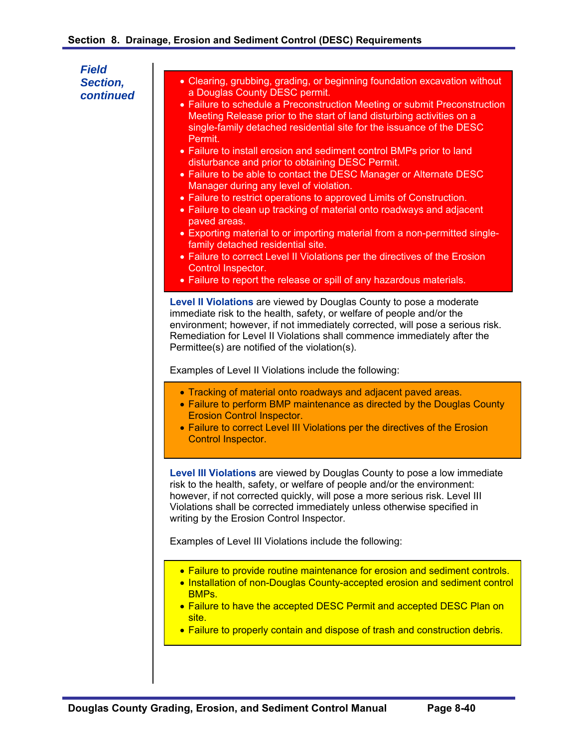*Field Section, continued*

- Clearing, grubbing, grading, or beginning foundation excavation without a Douglas County DESC permit.
- Failure to schedule a Preconstruction Meeting or submit Preconstruction Meeting Release prior to the start of land disturbing activities on a single-family detached residential site for the issuance of the DESC Permit.
- Failure to install erosion and sediment control BMPs prior to land disturbance and prior to obtaining DESC Permit.
- Failure to be able to contact the DESC Manager or Alternate DESC Manager during any level of violation.
- Failure to restrict operations to approved Limits of Construction.
- Failure to clean up tracking of material onto roadways and adjacent paved areas.
- Exporting material to or importing material from a non-permitted single-family detached residential site.
- Failure to correct Level II Violations per the directives of the Erosion Control Inspector.
- Failure to report the release or spill of any hazardous materials.

**Level II Violations** are viewed by Douglas County to pose a moderate immediate risk to the health, safety, or welfare of people and/or the environment; however, if not immediately corrected, will pose a serious risk. Remediation for Level II Violations shall commence immediately after the Permittee(s) are notified of the violation(s).

Examples of Level II Violations include the following:

- Tracking of material onto roadways and adjacent paved areas.
- Failure to perform BMP maintenance as directed by the Douglas County Erosion Control Inspector.
- Failure to correct Level III Violations per the directives of the Erosion Control Inspector.

**Level III Violations** are viewed by Douglas County to pose a low immediate risk to the health, safety, or welfare of people and/or the environment: however, if not corrected quickly, will pose a more serious risk. Level III Violations shall be corrected immediately unless otherwise specified in writing by the Erosion Control Inspector.

Examples of Level III Violations include the following:

- Failure to provide routine maintenance for erosion and sediment controls.
- Installation of non-Douglas County-accepted erosion and sediment control BMPs.
- Failure to have the accepted DESC Permit and accepted DESC Plan on site.
- Failure to properly contain and dispose of trash and construction debris.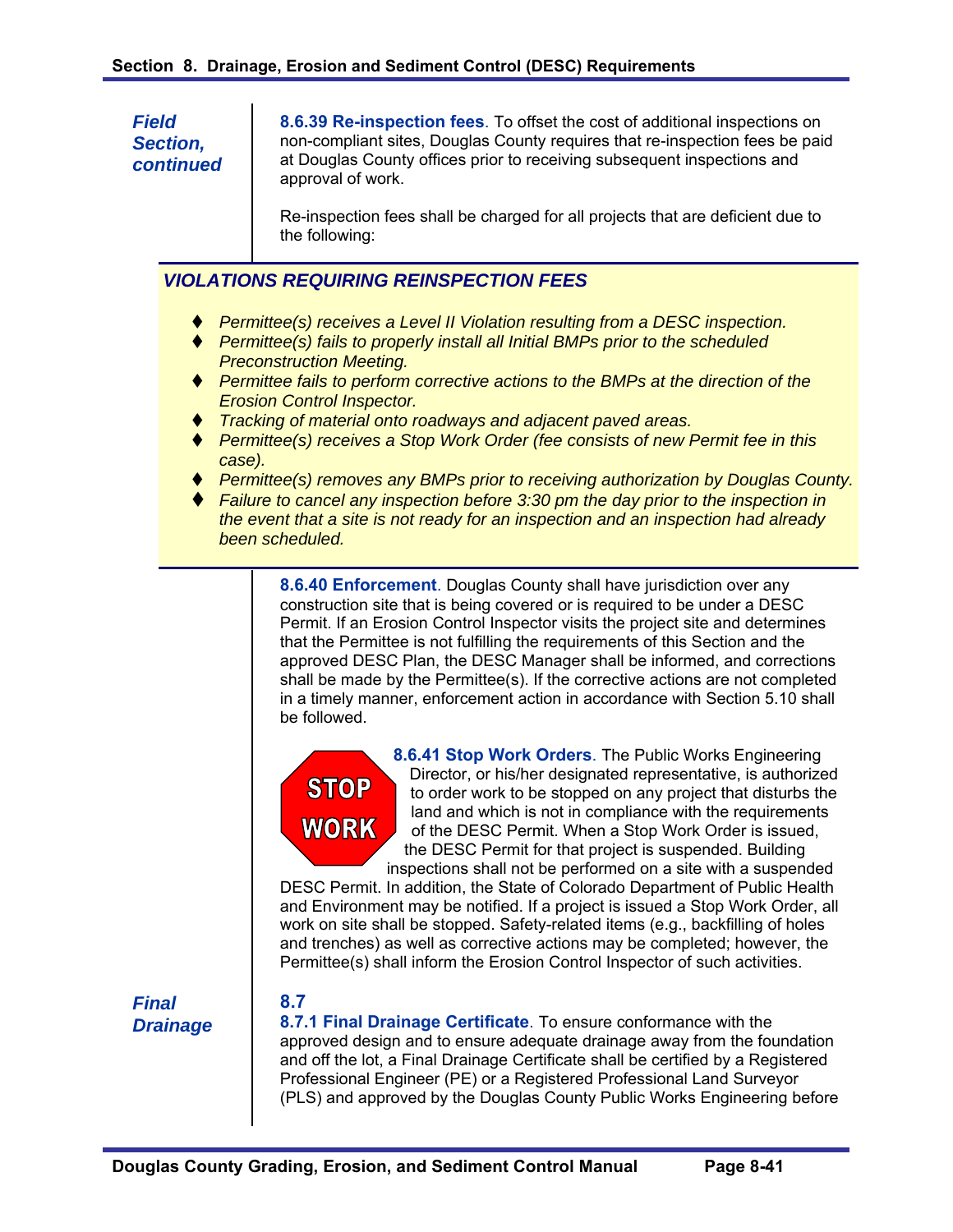*Field Section, continued*

**8.6.39 Re-inspection fees**. To offset the cost of additional inspections on non-compliant sites, Douglas County requires that re-inspection fees be paid at Douglas County offices prior to receiving subsequent inspections and approval of work.

Re-inspection fees shall be charged for all projects that are deficient due to the following:

***VIOLATIONS REQUIRING REINSPECTION FEES***

- *Permittee(s) receives a Level II Violation resulting from a DESC inspection.*
- *Permittee(s) fails to properly install all Initial BMPs prior to the scheduled Preconstruction Meeting.*
- *Permittee fails to perform corrective actions to the BMPs at the direction of the Erosion Control Inspector.*
- *Tracking of material onto roadways and adjacent paved areas.*
- *Permittee(s) receives a Stop Work Order (fee consists of new Permit fee in this case).*
- *Permittee(s) removes any BMPs prior to receiving authorization by Douglas County.*
- *Failure to cancel any inspection before 3:30 pm the day prior to the inspection in the event that a site is not ready for an inspection and an inspection had already been scheduled.*

**8.6.40 Enforcement**. Douglas County shall have jurisdiction over any construction site that is being covered or is required to be under a DESC Permit. If an Erosion Control Inspector visits the project site and determines that the Permittee is not fulfilling the requirements of this Section and the approved DESC Plan, the DESC Manager shall be informed, and corrections shall be made by the Permittee(s). If the corrective actions are not completed in a timely manner, enforcement action in accordance with Section 5.10 shall be followed.

STOP WORK

**8.6.41 Stop Work Orders**. The Public Works Engineering Director, or his/her designated representative, is authorized to order work to be stopped on any project that disturbs the land and which is not in compliance with the requirements of the DESC Permit. When a Stop Work Order is issued, the DESC Permit for that project is suspended. Building inspections shall not be performed on a site with a suspended DESC Permit. In addition, the State of Colorado Department of Public Health and Environment may be notified. If a project is issued a Stop Work Order, all work on site shall be stopped. Safety-related items (e.g., backfilling of holes and trenches) as well as corrective actions may be completed; however, the Permittee(s) shall inform the Erosion Control Inspector of such activities.

*Final Drainage*

**8.7**

**8.7.1 Final Drainage Certificate**. To ensure conformance with the approved design and to ensure adequate drainage away from the foundation and off the lot, a Final Drainage Certificate shall be certified by a Registered Professional Engineer (PE) or a Registered Professional Land Surveyor (PLS) and approved by the Douglas County Public Works Engineering before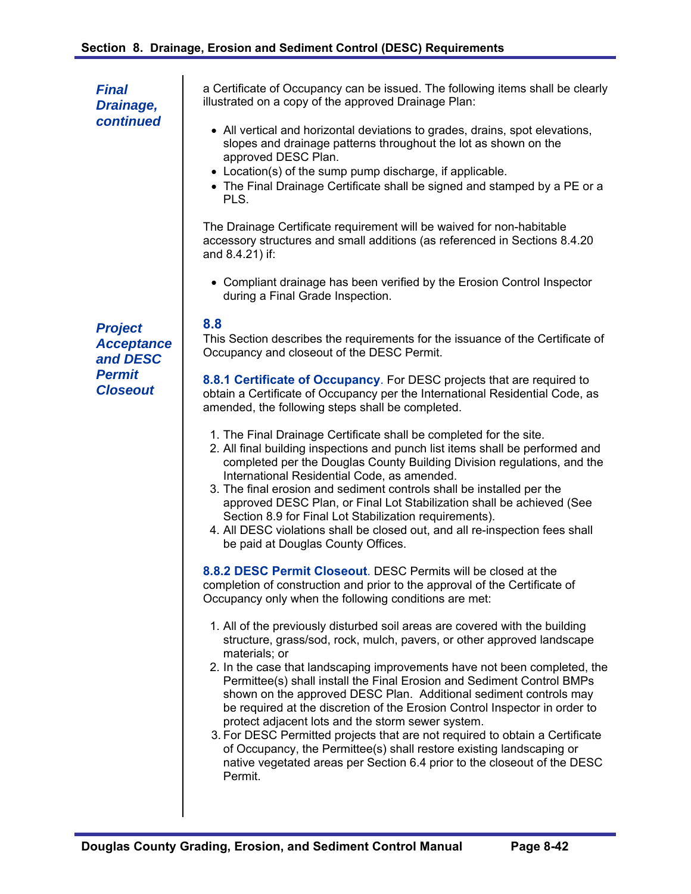*Final Drainage, continued*

a Certificate of Occupancy can be issued. The following items shall be clearly illustrated on a copy of the approved Drainage Plan:

- All vertical and horizontal deviations to grades, drains, spot elevations, slopes and drainage patterns throughout the lot as shown on the approved DESC Plan.
- Location(s) of the sump pump discharge, if applicable.
- The Final Drainage Certificate shall be signed and stamped by a PE or a PLS.

The Drainage Certificate requirement will be waived for non-habitable accessory structures and small additions (as referenced in Sections 8.4.20 and 8.4.21) if:

- Compliant drainage has been verified by the Erosion Control Inspector during a Final Grade Inspection.

## 8.8 Project Acceptance and DESC Permit Closeout

This Section describes the requirements for the issuance of the Certificate of Occupancy and closeout of the DESC Permit.

**8.8.1 Certificate of Occupancy**. For DESC projects that are required to obtain a Certificate of Occupancy per the International Residential Code, as amended, the following steps shall be completed.

1. The Final Drainage Certificate shall be completed for the site.
2. All final building inspections and punch list items shall be performed and completed per the Douglas County Building Division regulations, and the International Residential Code, as amended.
3. The final erosion and sediment controls shall be installed per the approved DESC Plan, or Final Lot Stabilization shall be achieved (See Section 8.9 for Final Lot Stabilization requirements).
4. All DESC violations shall be closed out, and all re-inspection fees shall be paid at Douglas County Offices.

**8.8.2 DESC Permit Closeout**. DESC Permits will be closed at the completion of construction and prior to the approval of the Certificate of Occupancy only when the following conditions are met:

1. All of the previously disturbed soil areas are covered with the building structure, grass/sod, rock, mulch, pavers, or other approved landscape materials; or
2. In the case that landscaping improvements have not been completed, the Permittee(s) shall install the Final Erosion and Sediment Control BMPs shown on the approved DESC Plan. Additional sediment controls may be required at the discretion of the Erosion Control Inspector in order to protect adjacent lots and the storm sewer system.
3. For DESC Permitted projects that are not required to obtain a Certificate of Occupancy, the Permittee(s) shall restore existing landscaping or native vegetated areas per Section 6.4 prior to the closeout of the DESC Permit.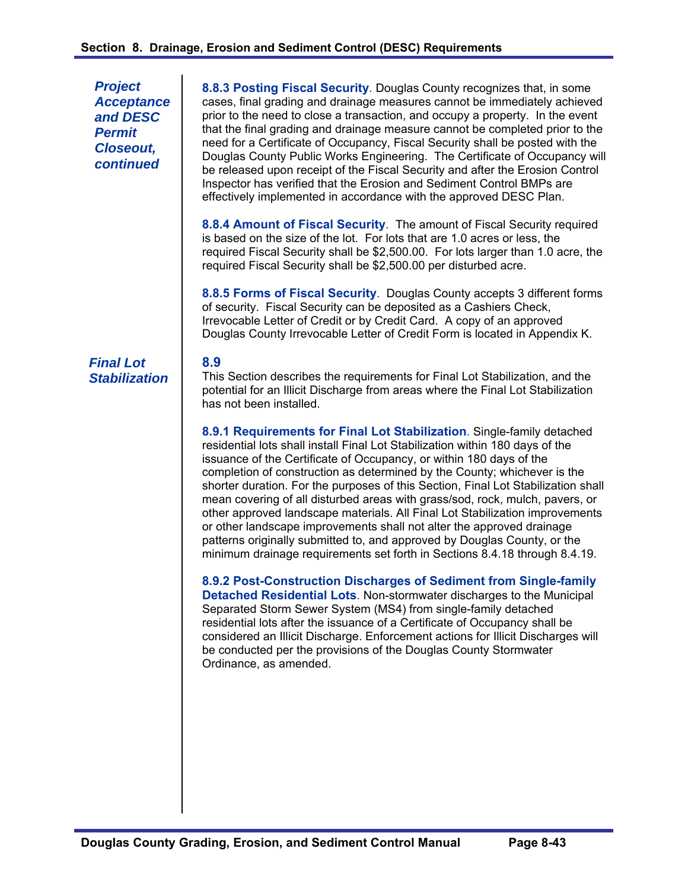*Project Acceptance and DESC Permit Closeout, continued*

**8.8.3 Posting Fiscal Security**. Douglas County recognizes that, in some cases, final grading and drainage measures cannot be immediately achieved prior to the need to close a transaction, and occupy a property. In the event that the final grading and drainage measure cannot be completed prior to the need for a Certificate of Occupancy, Fiscal Security shall be posted with the Douglas County Public Works Engineering. The Certificate of Occupancy will be released upon receipt of the Fiscal Security and after the Erosion Control Inspector has verified that the Erosion and Sediment Control BMPs are effectively implemented in accordance with the approved DESC Plan.

**8.8.4 Amount of Fiscal Security**. The amount of Fiscal Security required is based on the size of the lot. For lots that are 1.0 acres or less, the required Fiscal Security shall be $2,500.00. For lots larger than 1.0 acre, the required Fiscal Security shall be $2,500.00 per disturbed acre.

**8.8.5 Forms of Fiscal Security**. Douglas County accepts 3 different forms of security. Fiscal Security can be deposited as a Cashiers Check, Irrevocable Letter of Credit or by Credit Card. A copy of an approved Douglas County Irrevocable Letter of Credit Form is located in Appendix K.

## 8.9 Final Lot Stabilization

This Section describes the requirements for Final Lot Stabilization, and the potential for an Illicit Discharge from areas where the Final Lot Stabilization has not been installed.

**8.9.1 Requirements for Final Lot Stabilization**. Single-family detached residential lots shall install Final Lot Stabilization within 180 days of the issuance of the Certificate of Occupancy, or within 180 days of the completion of construction as determined by the County; whichever is the shorter duration. For the purposes of this Section, Final Lot Stabilization shall mean covering of all disturbed areas with grass/sod, rock, mulch, pavers, or other approved landscape materials. All Final Lot Stabilization improvements or other landscape improvements shall not alter the approved drainage patterns originally submitted to, and approved by Douglas County, or the minimum drainage requirements set forth in Sections 8.4.18 through 8.4.19.

**8.9.2 Post-Construction Discharges of Sediment from Single-family Detached Residential Lots**. Non-stormwater discharges to the Municipal Separated Storm Sewer System (MS4) from single-family detached residential lots after the issuance of a Certificate of Occupancy shall be considered an Illicit Discharge. Enforcement actions for Illicit Discharges will be conducted per the provisions of the Douglas County Stormwater Ordinance, as amended.